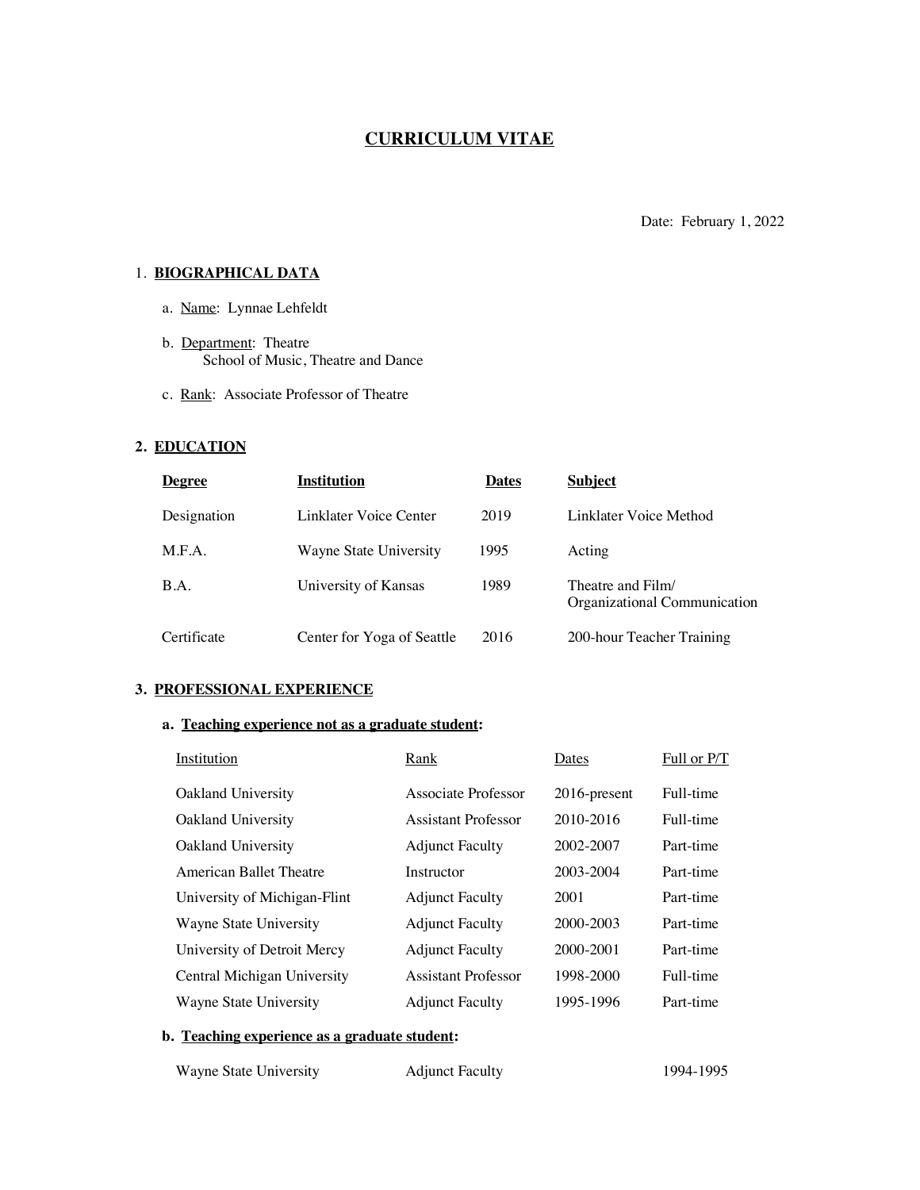# CURRICULUM VITAE

Date: February 1, 2022

## 1. BIOGRAPHICAL DATA

a. Name: Lynnae Lehfeldt

b. Department: Theatre
School of Music, Theatre and Dance

c. Rank: Associate Professor of Theatre

## 2. EDUCATION

| Degree | Institution | Dates | Subject |
|---|---|---|---|
| Designation | Linklater Voice Center | 2019 | Linklater Voice Method |
| M.F.A. | Wayne State University | 1995 | Acting |
| B.A. | University of Kansas | 1989 | Theatre and Film/ Organizational Communication |
| Certificate | Center for Yoga of Seattle | 2016 | 200-hour Teacher Training |

## 3. PROFESSIONAL EXPERIENCE

### a. Teaching experience not as a graduate student:

| Institution | Rank | Dates | Full or P/T |
|---|---|---|---|
| Oakland University | Associate Professor | 2016-present | Full-time |
| Oakland University | Assistant Professor | 2010-2016 | Full-time |
| Oakland University | Adjunct Faculty | 2002-2007 | Part-time |
| American Ballet Theatre | Instructor | 2003-2004 | Part-time |
| University of Michigan-Flint | Adjunct Faculty | 2001 | Part-time |
| Wayne State University | Adjunct Faculty | 2000-2003 | Part-time |
| University of Detroit Mercy | Adjunct Faculty | 2000-2001 | Part-time |
| Central Michigan University | Assistant Professor | 1998-2000 | Full-time |
| Wayne State University | Adjunct Faculty | 1995-1996 | Part-time |

### b. Teaching experience as a graduate student:

| Institution | Rank | Dates |
|---|---|---|
| Wayne State University | Adjunct Faculty | 1994-1995 |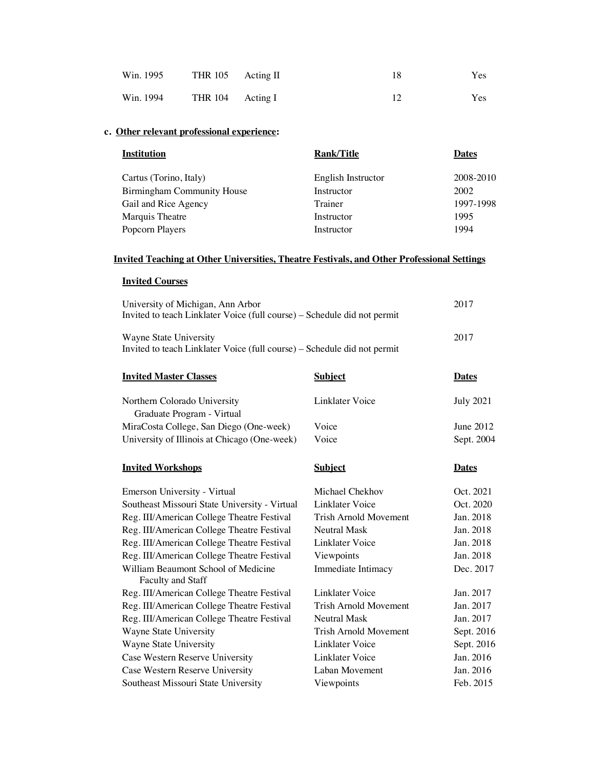| | | | | |
|---|---|---|---|---|
| Win. 1995 | THR 105 | Acting II | 18 | Yes |
| Win. 1994 | THR 104 | Acting I | 12 | Yes |

**c. Other relevant professional experience:**

| Institution | Rank/Title | Dates |
|---|---|---|
| Cartus (Torino, Italy) | English Instructor | 2008-2010 |
| Birmingham Community House | Instructor | 2002 |
| Gail and Rice Agency | Trainer | 1997-1998 |
| Marquis Theatre | Instructor | 1995 |
| Popcorn Players | Instructor | 1994 |

**Invited Teaching at Other Universities, Theatre Festivals, and Other Professional Settings**

**Invited Courses**

| | |
|---|---|
| University of Michigan, Ann Arbor<br>Invited to teach Linklater Voice (full course) – Schedule did not permit | 2017 |
| Wayne State University<br>Invited to teach Linklater Voice (full course) – Schedule did not permit | 2017 |

| Invited Master Classes | Subject | Dates |
|---|---|---|
| Northern Colorado University<br>Graduate Program - Virtual | Linklater Voice | July 2021 |
| MiraCosta College, San Diego (One-week) | Voice | June 2012 |
| University of Illinois at Chicago (One-week) | Voice | Sept. 2004 |

| Invited Workshops | Subject | Dates |
|---|---|---|
| Emerson University - Virtual | Michael Chekhov | Oct. 2021 |
| Southeast Missouri State University - Virtual | Linklater Voice | Oct. 2020 |
| Reg. III/American College Theatre Festival | Trish Arnold Movement | Jan. 2018 |
| Reg. III/American College Theatre Festival | Neutral Mask | Jan. 2018 |
| Reg. III/American College Theatre Festival | Linklater Voice | Jan. 2018 |
| Reg. III/American College Theatre Festival | Viewpoints | Jan. 2018 |
| William Beaumont School of Medicine<br>Faculty and Staff | Immediate Intimacy | Dec. 2017 |
| Reg. III/American College Theatre Festival | Linklater Voice | Jan. 2017 |
| Reg. III/American College Theatre Festival | Trish Arnold Movement | Jan. 2017 |
| Reg. III/American College Theatre Festival | Neutral Mask | Jan. 2017 |
| Wayne State University | Trish Arnold Movement | Sept. 2016 |
| Wayne State University | Linklater Voice | Sept. 2016 |
| Case Western Reserve University | Linklater Voice | Jan. 2016 |
| Case Western Reserve University | Laban Movement | Jan. 2016 |
| Southeast Missouri State University | Viewpoints | Feb. 2015 |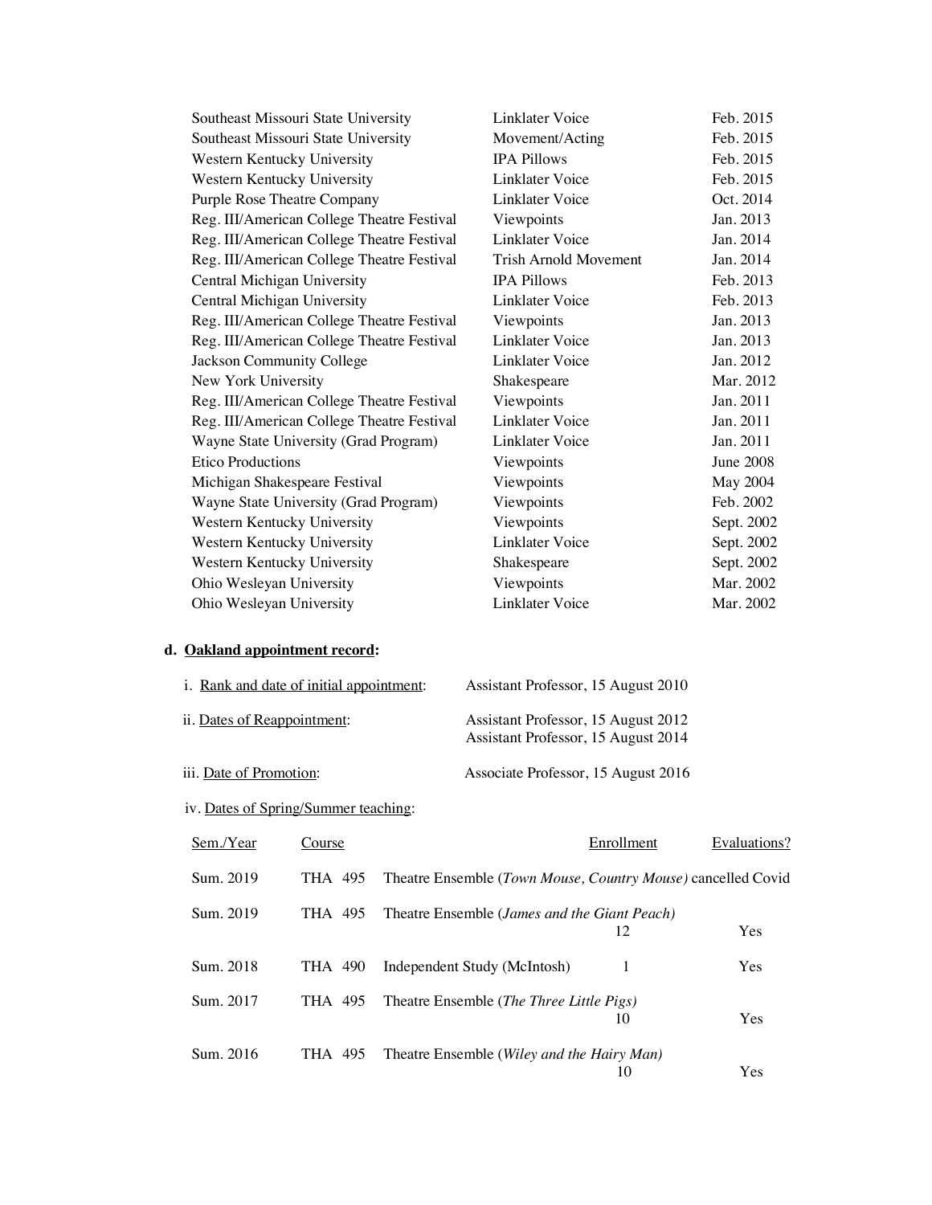| | | |
|---|---|---|
| Southeast Missouri State University | Linklater Voice | Feb. 2015 |
| Southeast Missouri State University | Movement/Acting | Feb. 2015 |
| Western Kentucky University | IPA Pillows | Feb. 2015 |
| Western Kentucky University | Linklater Voice | Feb. 2015 |
| Purple Rose Theatre Company | Linklater Voice | Oct. 2014 |
| Reg. III/American College Theatre Festival | Viewpoints | Jan. 2013 |
| Reg. III/American College Theatre Festival | Linklater Voice | Jan. 2014 |
| Reg. III/American College Theatre Festival | Trish Arnold Movement | Jan. 2014 |
| Central Michigan University | IPA Pillows | Feb. 2013 |
| Central Michigan University | Linklater Voice | Feb. 2013 |
| Reg. III/American College Theatre Festival | Viewpoints | Jan. 2013 |
| Reg. III/American College Theatre Festival | Linklater Voice | Jan. 2013 |
| Jackson Community College | Linklater Voice | Jan. 2012 |
| New York University | Shakespeare | Mar. 2012 |
| Reg. III/American College Theatre Festival | Viewpoints | Jan. 2011 |
| Reg. III/American College Theatre Festival | Linklater Voice | Jan. 2011 |
| Wayne State University (Grad Program) | Linklater Voice | Jan. 2011 |
| Etico Productions | Viewpoints | June 2008 |
| Michigan Shakespeare Festival | Viewpoints | May 2004 |
| Wayne State University (Grad Program) | Viewpoints | Feb. 2002 |
| Western Kentucky University | Viewpoints | Sept. 2002 |
| Western Kentucky University | Linklater Voice | Sept. 2002 |
| Western Kentucky University | Shakespeare | Sept. 2002 |
| Ohio Wesleyan University | Viewpoints | Mar. 2002 |
| Ohio Wesleyan University | Linklater Voice | Mar. 2002 |

**d. Oakland appointment record:**

i. Rank and date of initial appointment: Assistant Professor, 15 August 2010

ii. Dates of Reappointment: Assistant Professor, 15 August 2012
Assistant Professor, 15 August 2014

iii. Date of Promotion: Associate Professor, 15 August 2016

iv. Dates of Spring/Summer teaching:

| Sem./Year | Course | | Enrollment | Evaluations? |
|---|---|---|---|---|
| Sum. 2019 | THA 495 | Theatre Ensemble (*Town Mouse, Country Mouse*) cancelled Covid | | |
| Sum. 2019 | THA 495 | Theatre Ensemble (*James and the Giant Peach*) | 12 | Yes |
| Sum. 2018 | THA 490 | Independent Study (McIntosh) | 1 | Yes |
| Sum. 2017 | THA 495 | Theatre Ensemble (*The Three Little Pigs*) | 10 | Yes |
| Sum. 2016 | THA 495 | Theatre Ensemble (*Wiley and the Hairy Man*) | 10 | Yes |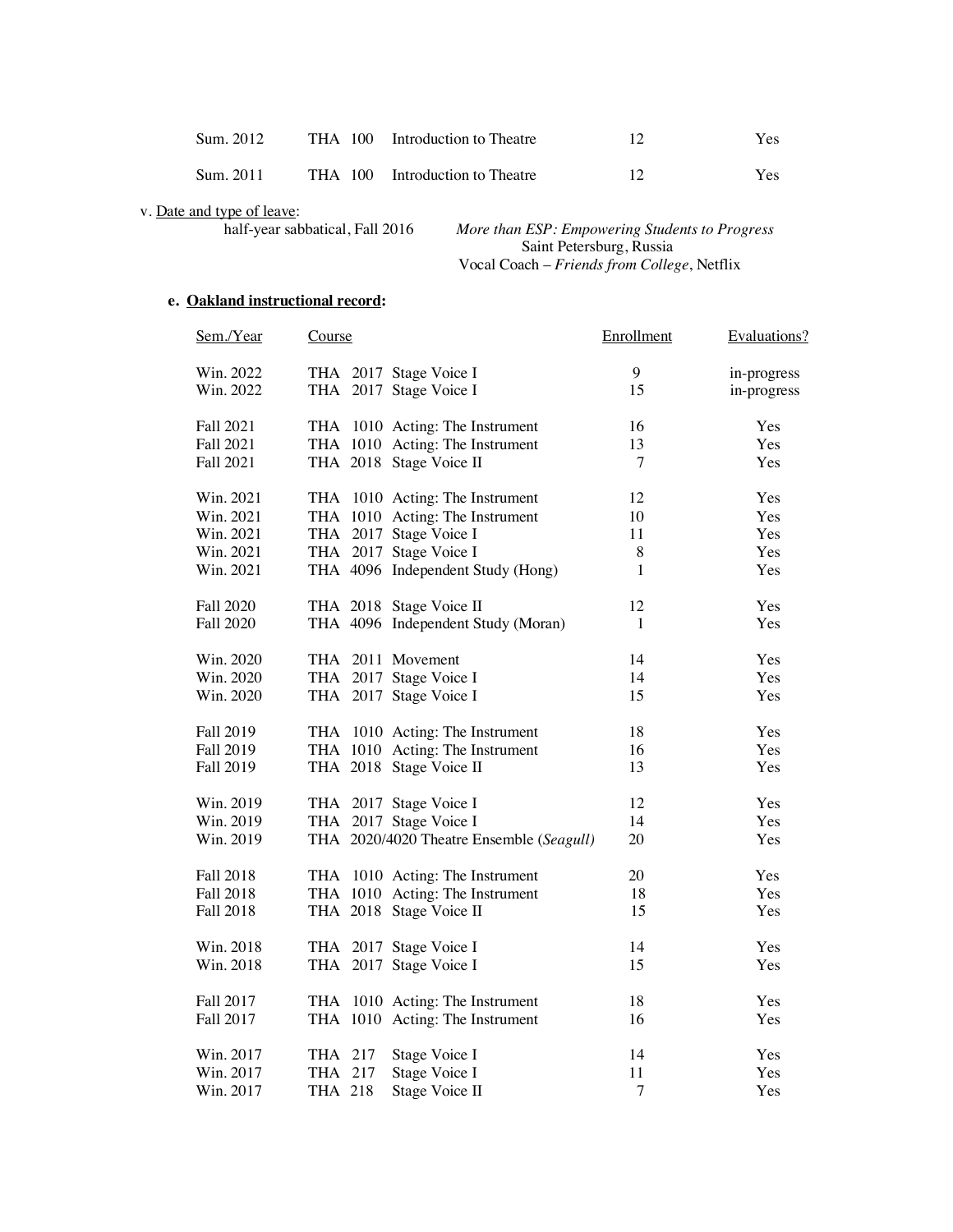| | | | | |
|---|---|---|---|---|
| Sum. 2012 | THA 100 | Introduction to Theatre | 12 | Yes |
| Sum. 2011 | THA 100 | Introduction to Theatre | 12 | Yes |

v. Date and type of leave:

half-year sabbatical, Fall 2016 — *More than ESP: Empowering Students to Progress*
Saint Petersburg, Russia
Vocal Coach – *Friends from College*, Netflix

**e. Oakland instructional record:**

| Sem./Year | Course | | Enrollment | Evaluations? |
|---|---|---|---|---|
| Win. 2022 | THA 2017 | Stage Voice I | 9 | in-progress |
| Win. 2022 | THA 2017 | Stage Voice I | 15 | in-progress |
| Fall 2021 | THA 1010 | Acting: The Instrument | 16 | Yes |
| Fall 2021 | THA 1010 | Acting: The Instrument | 13 | Yes |
| Fall 2021 | THA 2018 | Stage Voice II | 7 | Yes |
| Win. 2021 | THA 1010 | Acting: The Instrument | 12 | Yes |
| Win. 2021 | THA 1010 | Acting: The Instrument | 10 | Yes |
| Win. 2021 | THA 2017 | Stage Voice I | 11 | Yes |
| Win. 2021 | THA 2017 | Stage Voice I | 8 | Yes |
| Win. 2021 | THA 4096 | Independent Study (Hong) | 1 | Yes |
| Fall 2020 | THA 2018 | Stage Voice II | 12 | Yes |
| Fall 2020 | THA 4096 | Independent Study (Moran) | 1 | Yes |
| Win. 2020 | THA 2011 | Movement | 14 | Yes |
| Win. 2020 | THA 2017 | Stage Voice I | 14 | Yes |
| Win. 2020 | THA 2017 | Stage Voice I | 15 | Yes |
| Fall 2019 | THA 1010 | Acting: The Instrument | 18 | Yes |
| Fall 2019 | THA 1010 | Acting: The Instrument | 16 | Yes |
| Fall 2019 | THA 2018 | Stage Voice II | 13 | Yes |
| Win. 2019 | THA 2017 | Stage Voice I | 12 | Yes |
| Win. 2019 | THA 2017 | Stage Voice I | 14 | Yes |
| Win. 2019 | THA 2020/4020 | Theatre Ensemble (*Seagull*) | 20 | Yes |
| Fall 2018 | THA 1010 | Acting: The Instrument | 20 | Yes |
| Fall 2018 | THA 1010 | Acting: The Instrument | 18 | Yes |
| Fall 2018 | THA 2018 | Stage Voice II | 15 | Yes |
| Win. 2018 | THA 2017 | Stage Voice I | 14 | Yes |
| Win. 2018 | THA 2017 | Stage Voice I | 15 | Yes |
| Fall 2017 | THA 1010 | Acting: The Instrument | 18 | Yes |
| Fall 2017 | THA 1010 | Acting: The Instrument | 16 | Yes |
| Win. 2017 | THA 217 | Stage Voice I | 14 | Yes |
| Win. 2017 | THA 217 | Stage Voice I | 11 | Yes |
| Win. 2017 | THA 218 | Stage Voice II | 7 | Yes |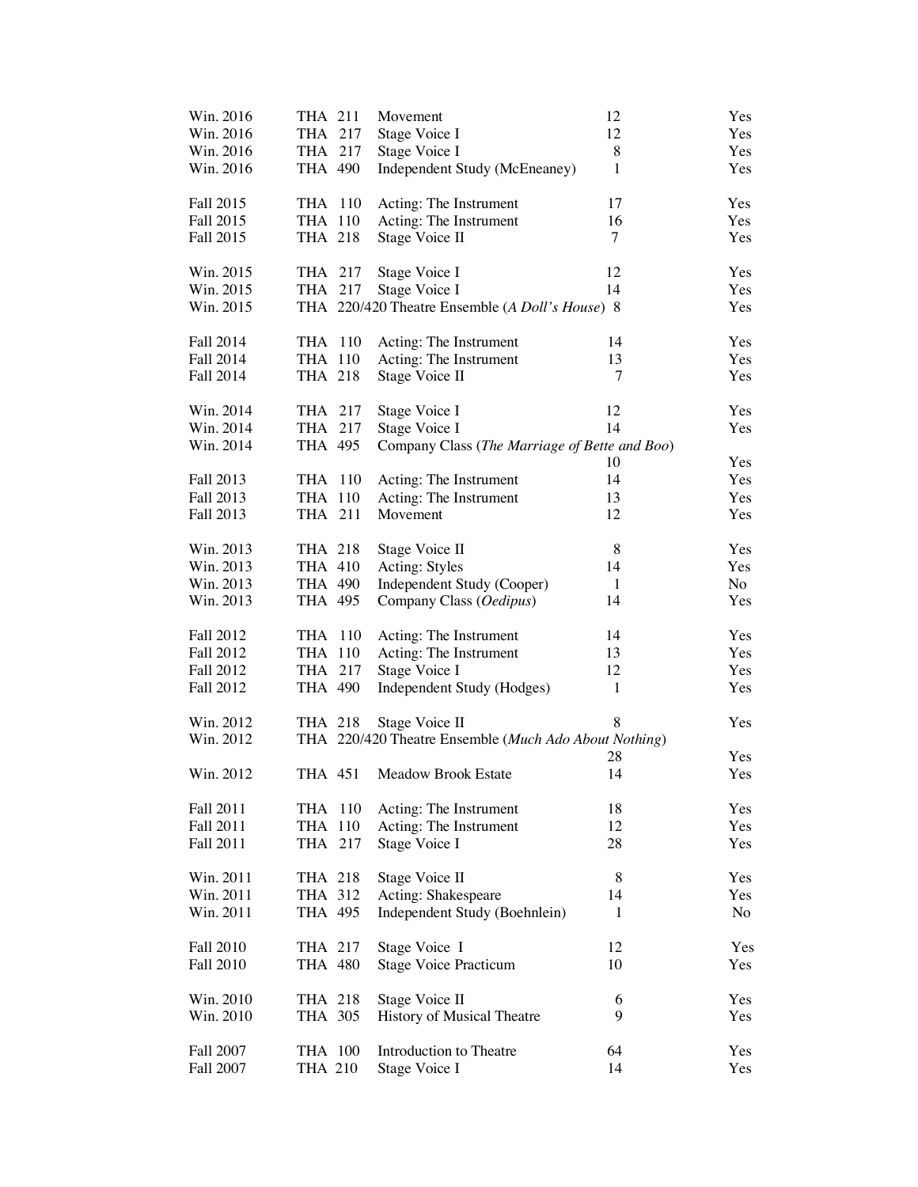| | | | | |
|---|---|---|---|---|
| Win. 2016 | THA 211 | Movement | 12 | Yes |
| Win. 2016 | THA 217 | Stage Voice I | 12 | Yes |
| Win. 2016 | THA 217 | Stage Voice I | 8 | Yes |
| Win. 2016 | THA 490 | Independent Study (McEneaney) | 1 | Yes |
| Fall 2015 | THA 110 | Acting: The Instrument | 17 | Yes |
| Fall 2015 | THA 110 | Acting: The Instrument | 16 | Yes |
| Fall 2015 | THA 218 | Stage Voice II | 7 | Yes |
| Win. 2015 | THA 217 | Stage Voice I | 12 | Yes |
| Win. 2015 | THA 217 | Stage Voice I | 14 | Yes |
| Win. 2015 | THA 220/420 | Theatre Ensemble (*A Doll's House*) | 8 | Yes |
| Fall 2014 | THA 110 | Acting: The Instrument | 14 | Yes |
| Fall 2014 | THA 110 | Acting: The Instrument | 13 | Yes |
| Fall 2014 | THA 218 | Stage Voice II | 7 | Yes |
| Win. 2014 | THA 217 | Stage Voice I | 12 | Yes |
| Win. 2014 | THA 217 | Stage Voice I | 14 | Yes |
| Win. 2014 | THA 495 | Company Class (*The Marriage of Bette and Boo*) | 10 | Yes |
| Fall 2013 | THA 110 | Acting: The Instrument | 14 | Yes |
| Fall 2013 | THA 110 | Acting: The Instrument | 13 | Yes |
| Fall 2013 | THA 211 | Movement | 12 | Yes |
| Win. 2013 | THA 218 | Stage Voice II | 8 | Yes |
| Win. 2013 | THA 410 | Acting: Styles | 14 | Yes |
| Win. 2013 | THA 490 | Independent Study (Cooper) | 1 | No |
| Win. 2013 | THA 495 | Company Class (*Oedipus*) | 14 | Yes |
| Fall 2012 | THA 110 | Acting: The Instrument | 14 | Yes |
| Fall 2012 | THA 110 | Acting: The Instrument | 13 | Yes |
| Fall 2012 | THA 217 | Stage Voice I | 12 | Yes |
| Fall 2012 | THA 490 | Independent Study (Hodges) | 1 | Yes |
| Win. 2012 | THA 218 | Stage Voice II | 8 | Yes |
| Win. 2012 | THA 220/420 | Theatre Ensemble (*Much Ado About Nothing*) | 28 | Yes |
| Win. 2012 | THA 451 | Meadow Brook Estate | 14 | Yes |
| Fall 2011 | THA 110 | Acting: The Instrument | 18 | Yes |
| Fall 2011 | THA 110 | Acting: The Instrument | 12 | Yes |
| Fall 2011 | THA 217 | Stage Voice I | 28 | Yes |
| Win. 2011 | THA 218 | Stage Voice II | 8 | Yes |
| Win. 2011 | THA 312 | Acting: Shakespeare | 14 | Yes |
| Win. 2011 | THA 495 | Independent Study (Boehnlein) | 1 | No |
| Fall 2010 | THA 217 | Stage Voice I | 12 | Yes |
| Fall 2010 | THA 480 | Stage Voice Practicum | 10 | Yes |
| Win. 2010 | THA 218 | Stage Voice II | 6 | Yes |
| Win. 2010 | THA 305 | History of Musical Theatre | 9 | Yes |
| Fall 2007 | THA 100 | Introduction to Theatre | 64 | Yes |
| Fall 2007 | THA 210 | Stage Voice I | 14 | Yes |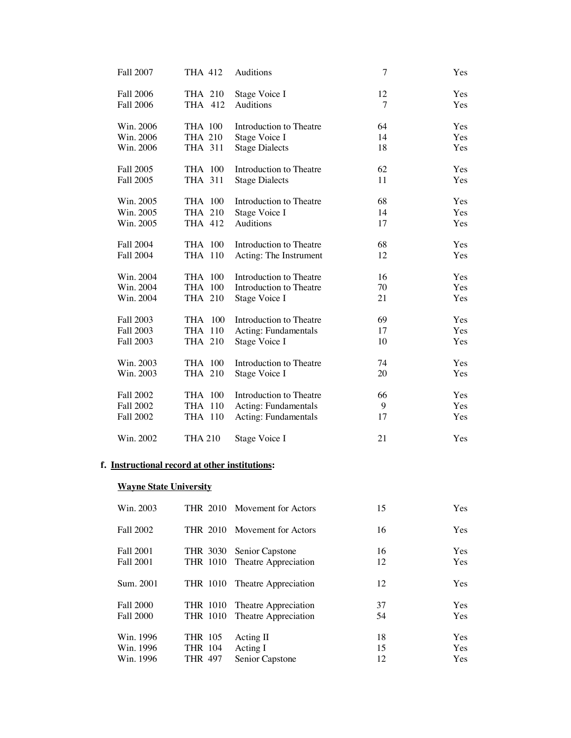| | | | | |
|---|---|---|---|---|
| Fall 2007 | THA 412 | Auditions | 7 | Yes |
| Fall 2006 | THA 210 | Stage Voice I | 12 | Yes |
| Fall 2006 | THA 412 | Auditions | 7 | Yes |
| Win. 2006 | THA 100 | Introduction to Theatre | 64 | Yes |
| Win. 2006 | THA 210 | Stage Voice I | 14 | Yes |
| Win. 2006 | THA 311 | Stage Dialects | 18 | Yes |
| Fall 2005 | THA 100 | Introduction to Theatre | 62 | Yes |
| Fall 2005 | THA 311 | Stage Dialects | 11 | Yes |
| Win. 2005 | THA 100 | Introduction to Theatre | 68 | Yes |
| Win. 2005 | THA 210 | Stage Voice I | 14 | Yes |
| Win. 2005 | THA 412 | Auditions | 17 | Yes |
| Fall 2004 | THA 100 | Introduction to Theatre | 68 | Yes |
| Fall 2004 | THA 110 | Acting: The Instrument | 12 | Yes |
| Win. 2004 | THA 100 | Introduction to Theatre | 16 | Yes |
| Win. 2004 | THA 100 | Introduction to Theatre | 70 | Yes |
| Win. 2004 | THA 210 | Stage Voice I | 21 | Yes |
| Fall 2003 | THA 100 | Introduction to Theatre | 69 | Yes |
| Fall 2003 | THA 110 | Acting: Fundamentals | 17 | Yes |
| Fall 2003 | THA 210 | Stage Voice I | 10 | Yes |
| Win. 2003 | THA 100 | Introduction to Theatre | 74 | Yes |
| Win. 2003 | THA 210 | Stage Voice I | 20 | Yes |
| Fall 2002 | THA 100 | Introduction to Theatre | 66 | Yes |
| Fall 2002 | THA 110 | Acting: Fundamentals | 9 | Yes |
| Fall 2002 | THA 110 | Acting: Fundamentals | 17 | Yes |
| Win. 2002 | THA 210 | Stage Voice I | 21 | Yes |

**f. <u>Instructional record at other institutions</u>:**

**<u>Wayne State University</u>**

| | | | | |
|---|---|---|---|---|
| Win. 2003 | THR 2010 | Movement for Actors | 15 | Yes |
| Fall 2002 | THR 2010 | Movement for Actors | 16 | Yes |
| Fall 2001 | THR 3030 | Senior Capstone | 16 | Yes |
| Fall 2001 | THR 1010 | Theatre Appreciation | 12 | Yes |
| Sum. 2001 | THR 1010 | Theatre Appreciation | 12 | Yes |
| Fall 2000 | THR 1010 | Theatre Appreciation | 37 | Yes |
| Fall 2000 | THR 1010 | Theatre Appreciation | 54 | Yes |
| Win. 1996 | THR 105 | Acting II | 18 | Yes |
| Win. 1996 | THR 104 | Acting I | 15 | Yes |
| Win. 1996 | THR 497 | Senior Capstone | 12 | Yes |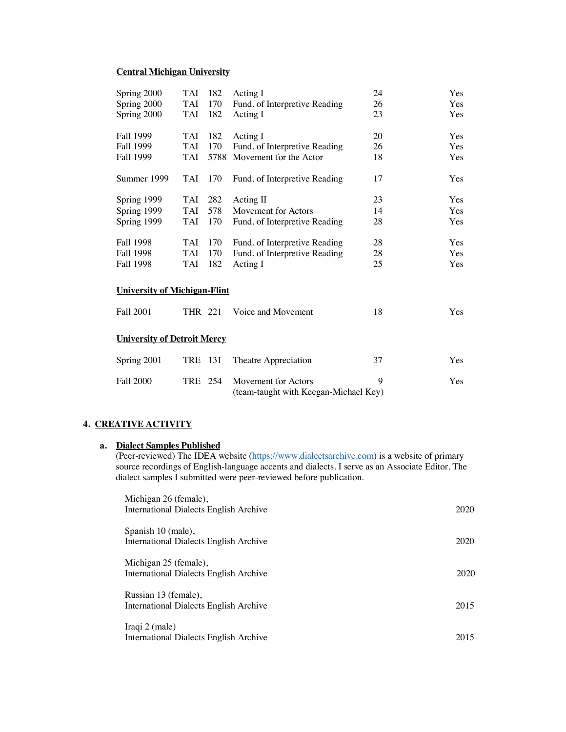**Central Michigan University**

| | | | | | |
|---|---|---|---|---|---|
| Spring 2000 | TAI | 182 | Acting I | 24 | Yes |
| Spring 2000 | TAI | 170 | Fund. of Interpretive Reading | 26 | Yes |
| Spring 2000 | TAI | 182 | Acting I | 23 | Yes |
| Fall 1999 | TAI | 182 | Acting I | 20 | Yes |
| Fall 1999 | TAI | 170 | Fund. of Interpretive Reading | 26 | Yes |
| Fall 1999 | TAI | 5788 | Movement for the Actor | 18 | Yes |
| Summer 1999 | TAI | 170 | Fund. of Interpretive Reading | 17 | Yes |
| Spring 1999 | TAI | 282 | Acting II | 23 | Yes |
| Spring 1999 | TAI | 578 | Movement for Actors | 14 | Yes |
| Spring 1999 | TAI | 170 | Fund. of Interpretive Reading | 28 | Yes |
| Fall 1998 | TAI | 170 | Fund. of Interpretive Reading | 28 | Yes |
| Fall 1998 | TAI | 170 | Fund. of Interpretive Reading | 28 | Yes |
| Fall 1998 | TAI | 182 | Acting I | 25 | Yes |

**University of Michigan-Flint**

| | | | | | |
|---|---|---|---|---|---|
| Fall 2001 | THR | 221 | Voice and Movement | 18 | Yes |

**University of Detroit Mercy**

| | | | | | |
|---|---|---|---|---|---|
| Spring 2001 | TRE | 131 | Theatre Appreciation | 37 | Yes |
| Fall 2000 | TRE | 254 | Movement for Actors (team-taught with Keegan-Michael Key) | 9 | Yes |

## 4. CREATIVE ACTIVITY

### a. Dialect Samples Published

(Peer-reviewed) The IDEA website (https://www.dialectsarchive.com) is a website of primary source recordings of English-language accents and dialects. I serve as an Associate Editor. The dialect samples I submitted were peer-reviewed before publication.

Michigan 26 (female),
International Dialects English Archive — 2020

Spanish 10 (male),
International Dialects English Archive — 2020

Michigan 25 (female),
International Dialects English Archive — 2020

Russian 13 (female),
International Dialects English Archive — 2015

Iraqi 2 (male)
International Dialects English Archive — 2015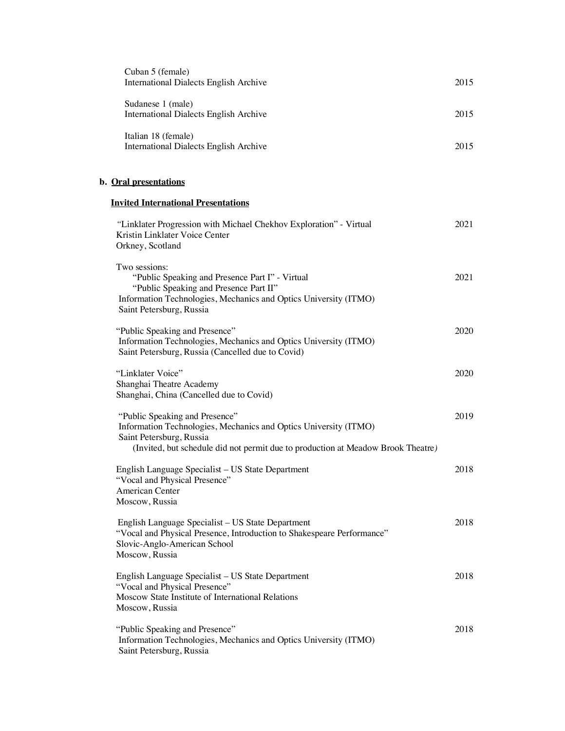Cuban 5 (female)
International Dialects English Archive 2015

Sudanese 1 (male)
International Dialects English Archive 2015

Italian 18 (female)
International Dialects English Archive 2015

**b. <u>Oral presentations</u>**

**<u>Invited International Presentations</u>**

"Linklater Progression with Michael Chekhov Exploration" - Virtual 2021
Kristin Linklater Voice Center
Orkney, Scotland

Two sessions:
"Public Speaking and Presence Part I" - Virtual 2021
"Public Speaking and Presence Part II"
Information Technologies, Mechanics and Optics University (ITMO)
Saint Petersburg, Russia

"Public Speaking and Presence" 2020
Information Technologies, Mechanics and Optics University (ITMO)
Saint Petersburg, Russia (Cancelled due to Covid)

"Linklater Voice" 2020
Shanghai Theatre Academy
Shanghai, China (Cancelled due to Covid)

"Public Speaking and Presence" 2019
Information Technologies, Mechanics and Optics University (ITMO)
Saint Petersburg, Russia
(Invited, but schedule did not permit due to production at Meadow Brook Theatre*)*

English Language Specialist – US State Department 2018
"Vocal and Physical Presence"
American Center
Moscow, Russia

English Language Specialist – US State Department 2018
"Vocal and Physical Presence, Introduction to Shakespeare Performance"
Slovic-Anglo-American School
Moscow, Russia

English Language Specialist – US State Department 2018
"Vocal and Physical Presence"
Moscow State Institute of International Relations
Moscow, Russia

"Public Speaking and Presence" 2018
Information Technologies, Mechanics and Optics University (ITMO)
Saint Petersburg, Russia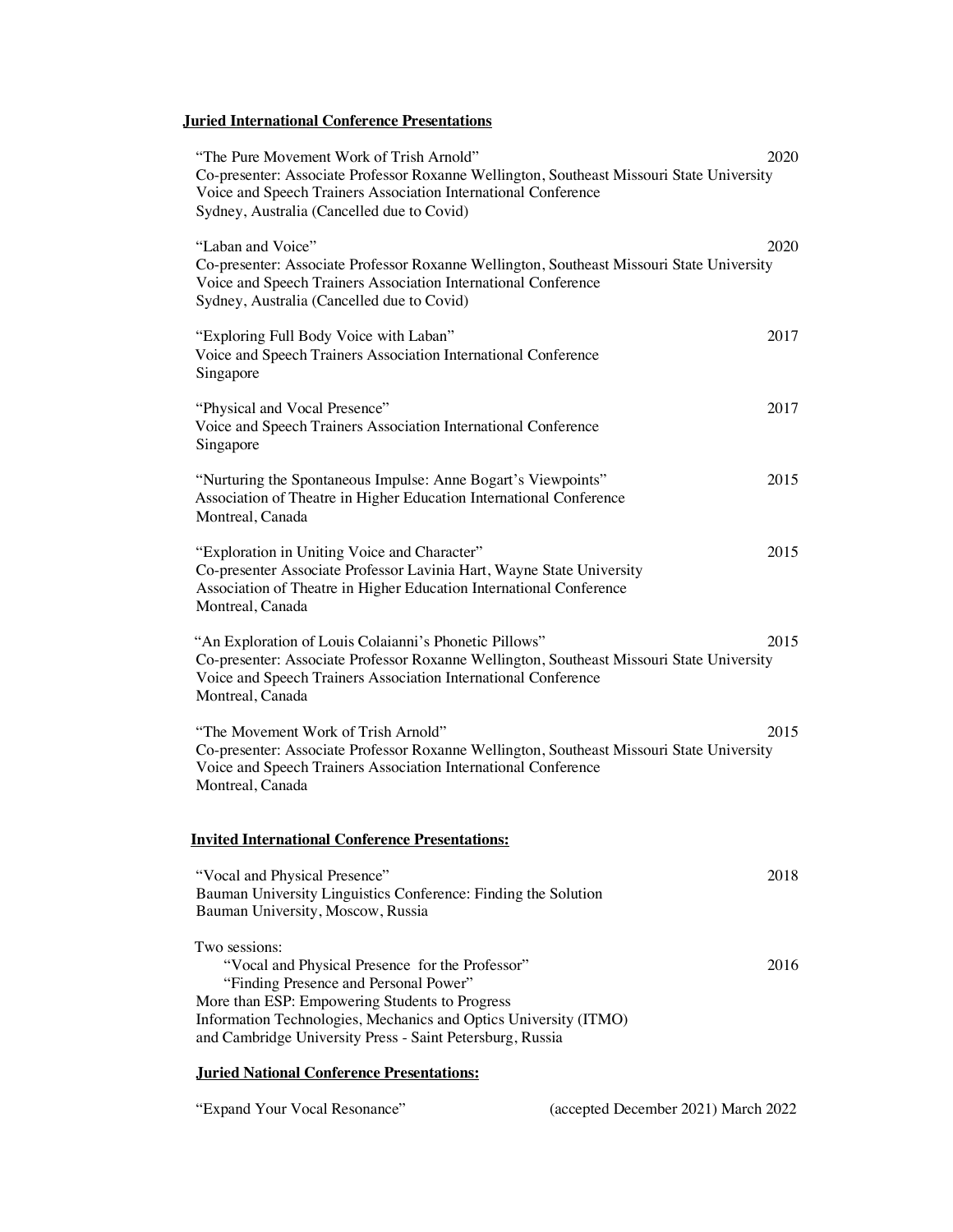**Juried International Conference Presentations**

"The Pure Movement Work of Trish Arnold" 2020
Co-presenter: Associate Professor Roxanne Wellington, Southeast Missouri State University
Voice and Speech Trainers Association International Conference
Sydney, Australia (Cancelled due to Covid)

"Laban and Voice" 2020
Co-presenter: Associate Professor Roxanne Wellington, Southeast Missouri State University
Voice and Speech Trainers Association International Conference
Sydney, Australia (Cancelled due to Covid)

"Exploring Full Body Voice with Laban" 2017
Voice and Speech Trainers Association International Conference
Singapore

"Physical and Vocal Presence" 2017
Voice and Speech Trainers Association International Conference
Singapore

"Nurturing the Spontaneous Impulse: Anne Bogart's Viewpoints" 2015
Association of Theatre in Higher Education International Conference
Montreal, Canada

"Exploration in Uniting Voice and Character" 2015
Co-presenter Associate Professor Lavinia Hart, Wayne State University
Association of Theatre in Higher Education International Conference
Montreal, Canada

"An Exploration of Louis Colaianni's Phonetic Pillows" 2015
Co-presenter: Associate Professor Roxanne Wellington, Southeast Missouri State University
Voice and Speech Trainers Association International Conference
Montreal, Canada

"The Movement Work of Trish Arnold" 2015
Co-presenter: Associate Professor Roxanne Wellington, Southeast Missouri State University
Voice and Speech Trainers Association International Conference
Montreal, Canada

**Invited International Conference Presentations:**

"Vocal and Physical Presence" 2018
Bauman University Linguistics Conference: Finding the Solution
Bauman University, Moscow, Russia

Two sessions:
- "Vocal and Physical Presence for the Professor" 2016
- "Finding Presence and Personal Power"

More than ESP: Empowering Students to Progress
Information Technologies, Mechanics and Optics University (ITMO)
and Cambridge University Press - Saint Petersburg, Russia

**Juried National Conference Presentations:**

"Expand Your Vocal Resonance" (accepted December 2021) March 2022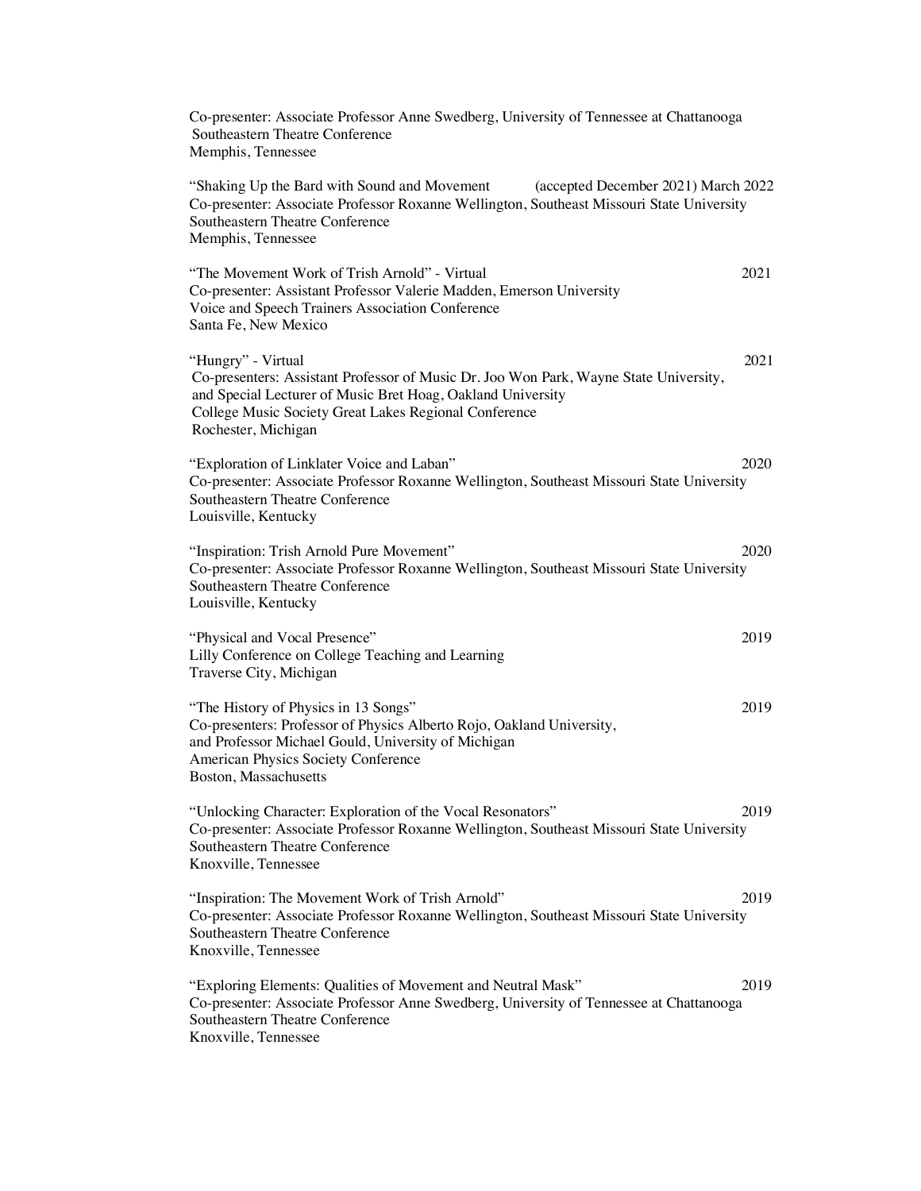Co-presenter: Associate Professor Anne Swedberg, University of Tennessee at Chattanooga
Southeastern Theatre Conference
Memphis, Tennessee

"Shaking Up the Bard with Sound and Movement (accepted December 2021) March 2022
Co-presenter: Associate Professor Roxanne Wellington, Southeast Missouri State University
Southeastern Theatre Conference
Memphis, Tennessee

"The Movement Work of Trish Arnold" - Virtual 2021
Co-presenter: Assistant Professor Valerie Madden, Emerson University
Voice and Speech Trainers Association Conference
Santa Fe, New Mexico

"Hungry" - Virtual 2021
Co-presenters: Assistant Professor of Music Dr. Joo Won Park, Wayne State University,
and Special Lecturer of Music Bret Hoag, Oakland University
College Music Society Great Lakes Regional Conference
Rochester, Michigan

"Exploration of Linklater Voice and Laban" 2020
Co-presenter: Associate Professor Roxanne Wellington, Southeast Missouri State University
Southeastern Theatre Conference
Louisville, Kentucky

"Inspiration: Trish Arnold Pure Movement" 2020
Co-presenter: Associate Professor Roxanne Wellington, Southeast Missouri State University
Southeastern Theatre Conference
Louisville, Kentucky

"Physical and Vocal Presence" 2019
Lilly Conference on College Teaching and Learning
Traverse City, Michigan

"The History of Physics in 13 Songs" 2019
Co-presenters: Professor of Physics Alberto Rojo, Oakland University,
and Professor Michael Gould, University of Michigan
American Physics Society Conference
Boston, Massachusetts

"Unlocking Character: Exploration of the Vocal Resonators" 2019
Co-presenter: Associate Professor Roxanne Wellington, Southeast Missouri State University
Southeastern Theatre Conference
Knoxville, Tennessee

"Inspiration: The Movement Work of Trish Arnold" 2019
Co-presenter: Associate Professor Roxanne Wellington, Southeast Missouri State University
Southeastern Theatre Conference
Knoxville, Tennessee

"Exploring Elements: Qualities of Movement and Neutral Mask" 2019
Co-presenter: Associate Professor Anne Swedberg, University of Tennessee at Chattanooga
Southeastern Theatre Conference
Knoxville, Tennessee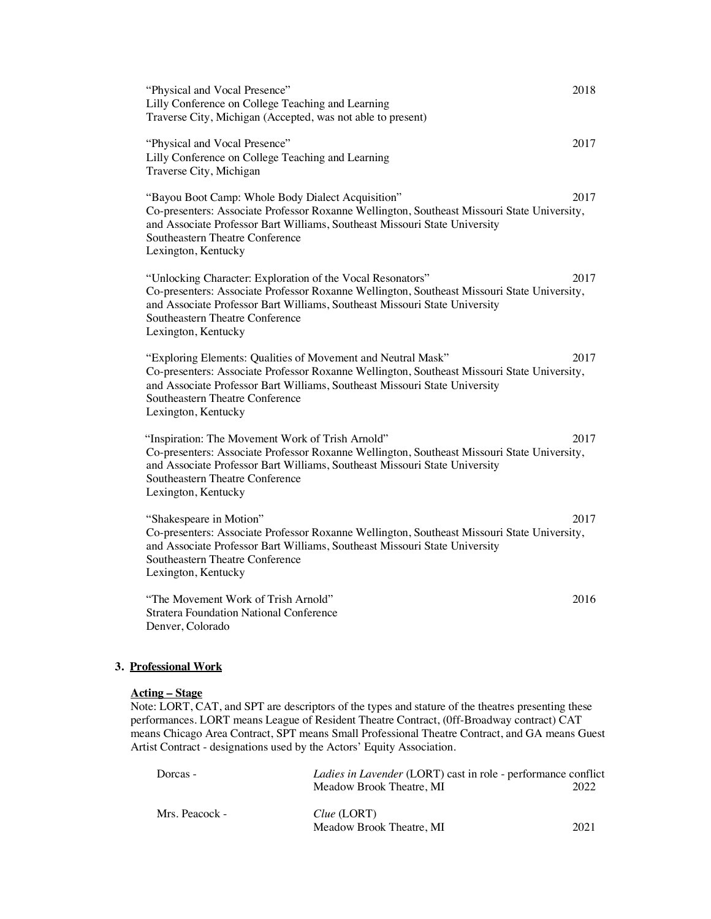"Physical and Vocal Presence" 2018
Lilly Conference on College Teaching and Learning
Traverse City, Michigan (Accepted, was not able to present)

"Physical and Vocal Presence" 2017
Lilly Conference on College Teaching and Learning
Traverse City, Michigan

"Bayou Boot Camp: Whole Body Dialect Acquisition" 2017
Co-presenters: Associate Professor Roxanne Wellington, Southeast Missouri State University, and Associate Professor Bart Williams, Southeast Missouri State University
Southeastern Theatre Conference
Lexington, Kentucky

"Unlocking Character: Exploration of the Vocal Resonators" 2017
Co-presenters: Associate Professor Roxanne Wellington, Southeast Missouri State University, and Associate Professor Bart Williams, Southeast Missouri State University
Southeastern Theatre Conference
Lexington, Kentucky

"Exploring Elements: Qualities of Movement and Neutral Mask" 2017
Co-presenters: Associate Professor Roxanne Wellington, Southeast Missouri State University, and Associate Professor Bart Williams, Southeast Missouri State University
Southeastern Theatre Conference
Lexington, Kentucky

"Inspiration: The Movement Work of Trish Arnold" 2017
Co-presenters: Associate Professor Roxanne Wellington, Southeast Missouri State University, and Associate Professor Bart Williams, Southeast Missouri State University
Southeastern Theatre Conference
Lexington, Kentucky

"Shakespeare in Motion" 2017
Co-presenters: Associate Professor Roxanne Wellington, Southeast Missouri State University, and Associate Professor Bart Williams, Southeast Missouri State University
Southeastern Theatre Conference
Lexington, Kentucky

"The Movement Work of Trish Arnold" 2016
Stratera Foundation National Conference
Denver, Colorado

## 3. Professional Work

### Acting – Stage

Note: LORT, CAT, and SPT are descriptors of the types and stature of the theatres presenting these performances. LORT means League of Resident Theatre Contract, (0ff-Broadway contract) CAT means Chicago Area Contract, SPT means Small Professional Theatre Contract, and GA means Guest Artist Contract - designations used by the Actors' Equity Association.

| | | |
|---|---|---|
| Dorcas - | *Ladies in Lavender* (LORT) cast in role - performance conflict<br>Meadow Brook Theatre, MI | 2022 |
| Mrs. Peacock - | *Clue* (LORT)<br>Meadow Brook Theatre, MI | 2021 |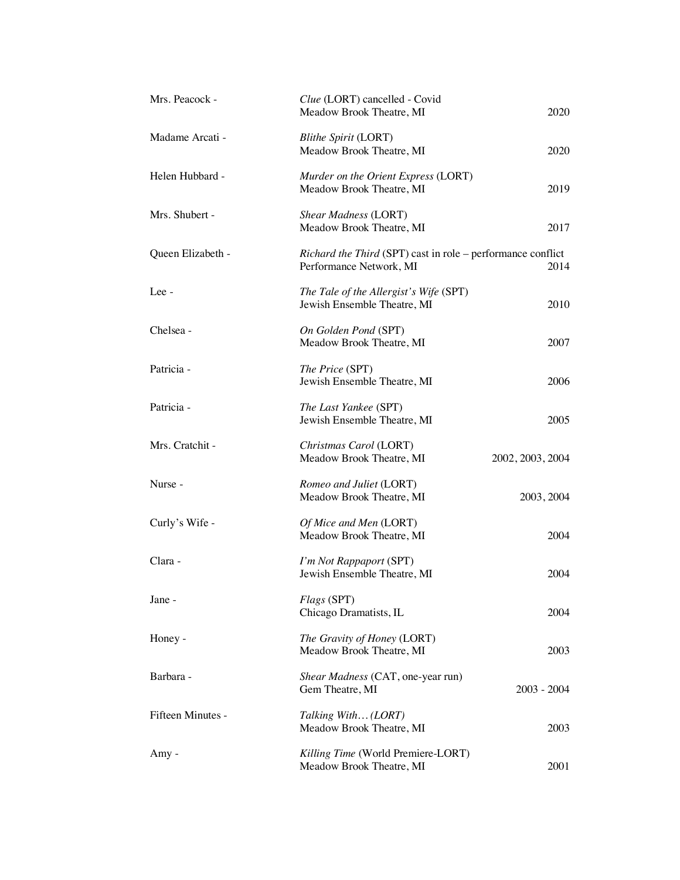| | | |
|---|---|---|
| Mrs. Peacock - | *Clue* (LORT) cancelled - Covid<br>Meadow Brook Theatre, MI | 2020 |
| Madame Arcati - | *Blithe Spirit* (LORT)<br>Meadow Brook Theatre, MI | 2020 |
| Helen Hubbard - | *Murder on the Orient Express* (LORT)<br>Meadow Brook Theatre, MI | 2019 |
| Mrs. Shubert - | *Shear Madness* (LORT)<br>Meadow Brook Theatre, MI | 2017 |
| Queen Elizabeth - | *Richard the Third* (SPT) cast in role – performance conflict<br>Performance Network, MI | 2014 |
| Lee - | *The Tale of the Allergist's Wife* (SPT)<br>Jewish Ensemble Theatre, MI | 2010 |
| Chelsea - | *On Golden Pond* (SPT)<br>Meadow Brook Theatre, MI | 2007 |
| Patricia - | *The Price* (SPT)<br>Jewish Ensemble Theatre, MI | 2006 |
| Patricia - | *The Last Yankee* (SPT)<br>Jewish Ensemble Theatre, MI | 2005 |
| Mrs. Cratchit - | *Christmas Carol* (LORT)<br>Meadow Brook Theatre, MI | 2002, 2003, 2004 |
| Nurse - | *Romeo and Juliet* (LORT)<br>Meadow Brook Theatre, MI | 2003, 2004 |
| Curly's Wife - | *Of Mice and Men* (LORT)<br>Meadow Brook Theatre, MI | 2004 |
| Clara - | *I'm Not Rappaport* (SPT)<br>Jewish Ensemble Theatre, MI | 2004 |
| Jane - | *Flags* (SPT)<br>Chicago Dramatists, IL | 2004 |
| Honey - | *The Gravity of Honey* (LORT)<br>Meadow Brook Theatre, MI | 2003 |
| Barbara - | *Shear Madness* (CAT, one-year run)<br>Gem Theatre, MI | 2003 - 2004 |
| Fifteen Minutes - | *Talking With… (LORT)*<br>Meadow Brook Theatre, MI | 2003 |
| Amy - | *Killing Time* (World Premiere-LORT)<br>Meadow Brook Theatre, MI | 2001 |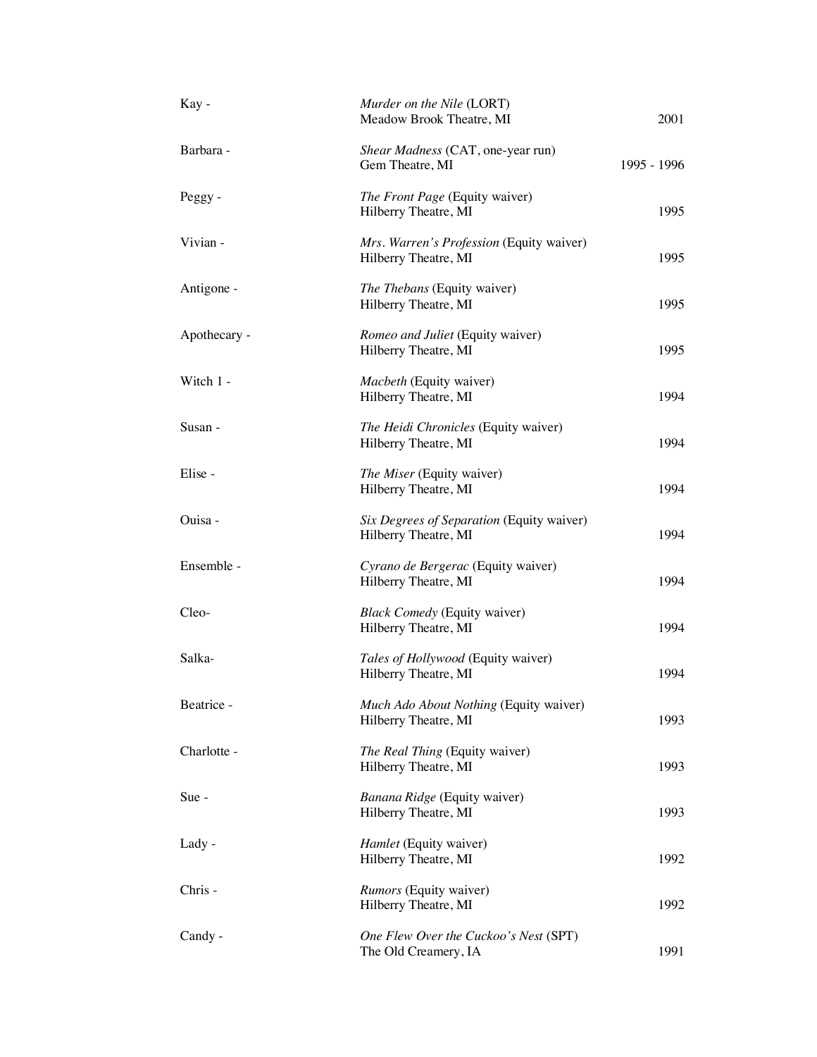| | | |
|---|---|---|
| Kay - | *Murder on the Nile* (LORT)<br>Meadow Brook Theatre, MI | 2001 |
| Barbara - | *Shear Madness* (CAT, one-year run)<br>Gem Theatre, MI | 1995 - 1996 |
| Peggy - | *The Front Page* (Equity waiver)<br>Hilberry Theatre, MI | 1995 |
| Vivian - | *Mrs. Warren's Profession* (Equity waiver)<br>Hilberry Theatre, MI | 1995 |
| Antigone - | *The Thebans* (Equity waiver)<br>Hilberry Theatre, MI | 1995 |
| Apothecary - | *Romeo and Juliet* (Equity waiver)<br>Hilberry Theatre, MI | 1995 |
| Witch 1 - | *Macbeth* (Equity waiver)<br>Hilberry Theatre, MI | 1994 |
| Susan - | *The Heidi Chronicles* (Equity waiver)<br>Hilberry Theatre, MI | 1994 |
| Elise - | *The Miser* (Equity waiver)<br>Hilberry Theatre, MI | 1994 |
| Ouisa - | *Six Degrees of Separation* (Equity waiver)<br>Hilberry Theatre, MI | 1994 |
| Ensemble - | *Cyrano de Bergerac* (Equity waiver)<br>Hilberry Theatre, MI | 1994 |
| Cleo- | *Black Comedy* (Equity waiver)<br>Hilberry Theatre, MI | 1994 |
| Salka- | *Tales of Hollywood* (Equity waiver)<br>Hilberry Theatre, MI | 1994 |
| Beatrice - | *Much Ado About Nothing* (Equity waiver)<br>Hilberry Theatre, MI | 1993 |
| Charlotte - | *The Real Thing* (Equity waiver)<br>Hilberry Theatre, MI | 1993 |
| Sue - | *Banana Ridge* (Equity waiver)<br>Hilberry Theatre, MI | 1993 |
| Lady - | *Hamlet* (Equity waiver)<br>Hilberry Theatre, MI | 1992 |
| Chris - | *Rumors* (Equity waiver)<br>Hilberry Theatre, MI | 1992 |
| Candy - | *One Flew Over the Cuckoo's Nest* (SPT)<br>The Old Creamery, IA | 1991 |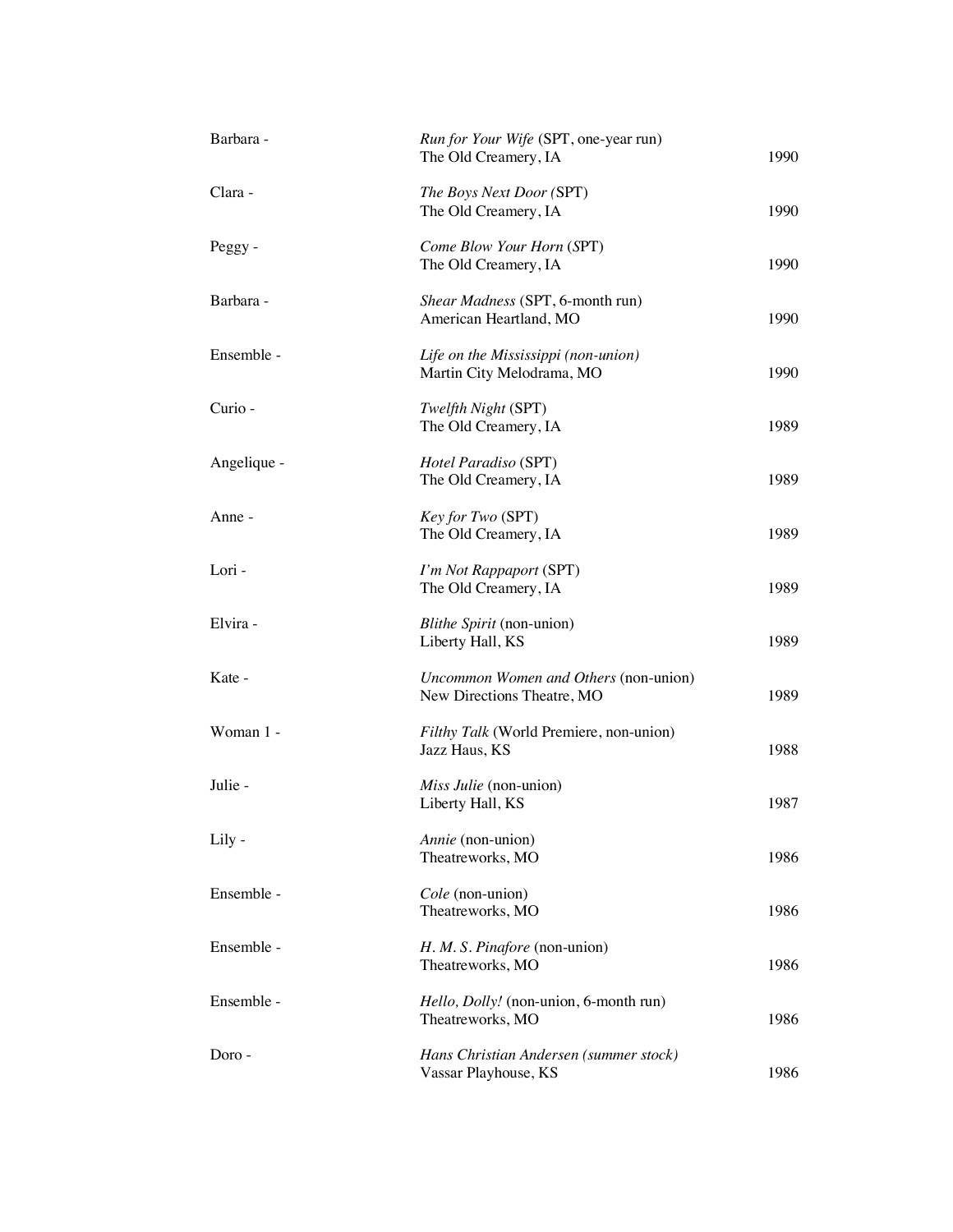| | | |
|---|---|---|
| Barbara - | *Run for Your Wife* (SPT, one-year run)<br>The Old Creamery, IA | 1990 |
| Clara - | *The Boys Next Door* (SPT)<br>The Old Creamery, IA | 1990 |
| Peggy - | *Come Blow Your Horn* (SPT)<br>The Old Creamery, IA | 1990 |
| Barbara - | *Shear Madness* (SPT, 6-month run)<br>American Heartland, MO | 1990 |
| Ensemble - | *Life on the Mississippi (non-union)*<br>Martin City Melodrama, MO | 1990 |
| Curio - | *Twelfth Night* (SPT)<br>The Old Creamery, IA | 1989 |
| Angelique - | *Hotel Paradiso* (SPT)<br>The Old Creamery, IA | 1989 |
| Anne - | *Key for Two* (SPT)<br>The Old Creamery, IA | 1989 |
| Lori - | *I'm Not Rappaport* (SPT)<br>The Old Creamery, IA | 1989 |
| Elvira - | *Blithe Spirit* (non-union)<br>Liberty Hall, KS | 1989 |
| Kate - | *Uncommon Women and Others* (non-union)<br>New Directions Theatre, MO | 1989 |
| Woman 1 - | *Filthy Talk* (World Premiere, non-union)<br>Jazz Haus, KS | 1988 |
| Julie - | *Miss Julie* (non-union)<br>Liberty Hall, KS | 1987 |
| Lily - | *Annie* (non-union)<br>Theatreworks, MO | 1986 |
| Ensemble - | *Cole* (non-union)<br>Theatreworks, MO | 1986 |
| Ensemble - | *H. M. S. Pinafore* (non-union)<br>Theatreworks, MO | 1986 |
| Ensemble - | *Hello, Dolly!* (non-union, 6-month run)<br>Theatreworks, MO | 1986 |
| Doro - | *Hans Christian Andersen (summer stock)*<br>Vassar Playhouse, KS | 1986 |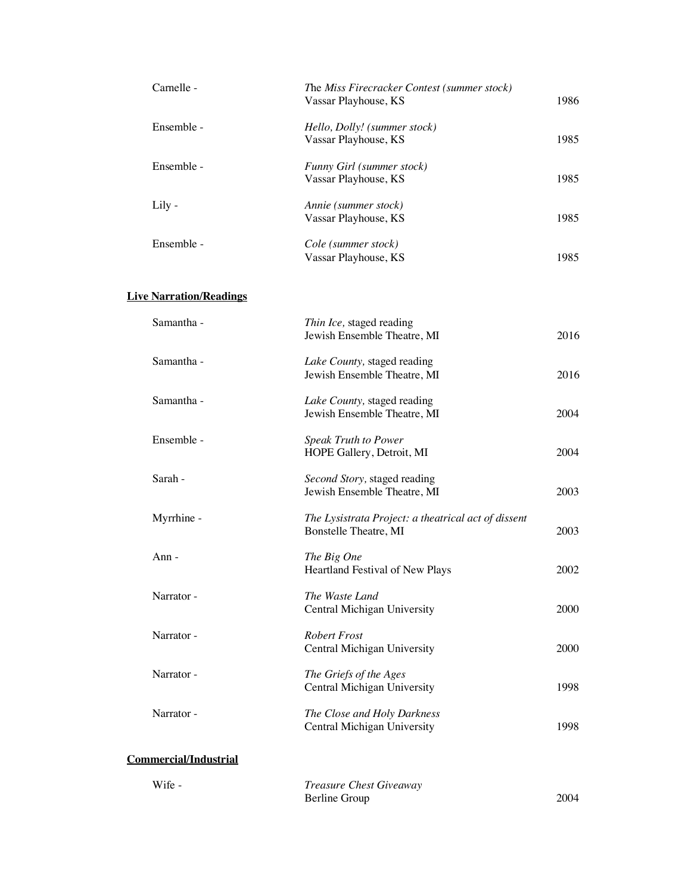| | | |
|---|---|---|
| Carnelle - | *The Miss Firecracker Contest (summer stock)*<br>Vassar Playhouse, KS | 1986 |
| Ensemble - | *Hello, Dolly! (summer stock)*<br>Vassar Playhouse, KS | 1985 |
| Ensemble - | *Funny Girl (summer stock)*<br>Vassar Playhouse, KS | 1985 |
| Lily - | *Annie (summer stock)*<br>Vassar Playhouse, KS | 1985 |
| Ensemble - | *Cole (summer stock)*<br>Vassar Playhouse, KS | 1985 |

**Live Narration/Readings**

| | | |
|---|---|---|
| Samantha - | *Thin Ice,* staged reading<br>Jewish Ensemble Theatre, MI | 2016 |
| Samantha - | *Lake County,* staged reading<br>Jewish Ensemble Theatre, MI | 2016 |
| Samantha - | *Lake County,* staged reading<br>Jewish Ensemble Theatre, MI | 2004 |
| Ensemble - | *Speak Truth to Power*<br>HOPE Gallery, Detroit, MI | 2004 |
| Sarah - | *Second Story,* staged reading<br>Jewish Ensemble Theatre, MI | 2003 |
| Myrrhine - | *The Lysistrata Project: a theatrical act of dissent*<br>Bonstelle Theatre, MI | 2003 |
| Ann - | *The Big One*<br>Heartland Festival of New Plays | 2002 |
| Narrator - | *The Waste Land*<br>Central Michigan University | 2000 |
| Narrator - | *Robert Frost*<br>Central Michigan University | 2000 |
| Narrator - | *The Griefs of the Ages*<br>Central Michigan University | 1998 |
| Narrator - | *The Close and Holy Darkness*<br>Central Michigan University | 1998 |

**Commercial/Industrial**

| | | |
|---|---|---|
| Wife - | *Treasure Chest Giveaway*<br>Berline Group | 2004 |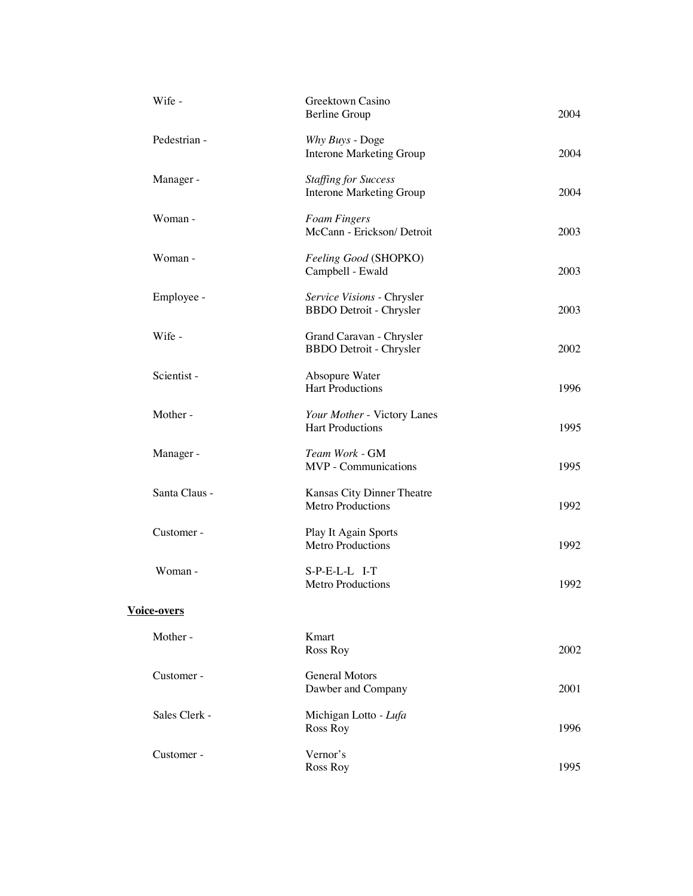| | | |
|---|---|---|
| Wife - | Greektown Casino<br>Berline Group | 2004 |
| Pedestrian - | *Why Buys* - Doge<br>Interone Marketing Group | 2004 |
| Manager - | *Staffing for Success*<br>Interone Marketing Group | 2004 |
| Woman - | *Foam Fingers*<br>McCann - Erickson/ Detroit | 2003 |
| Woman - | *Feeling Good* (SHOPKO)<br>Campbell - Ewald | 2003 |
| Employee - | *Service Visions* - Chrysler<br>BBDO Detroit - Chrysler | 2003 |
| Wife - | Grand Caravan - Chrysler<br>BBDO Detroit - Chrysler | 2002 |
| Scientist - | Absopure Water<br>Hart Productions | 1996 |
| Mother - | *Your Mother* - Victory Lanes<br>Hart Productions | 1995 |
| Manager - | *Team Work* - GM<br>MVP - Communications | 1995 |
| Santa Claus - | Kansas City Dinner Theatre<br>Metro Productions | 1992 |
| Customer - | Play It Again Sports<br>Metro Productions | 1992 |
| Woman - | S-P-E-L-L I-T<br>Metro Productions | 1992 |

**Voice-overs**

| | | |
|---|---|---|
| Mother - | Kmart<br>Ross Roy | 2002 |
| Customer - | General Motors<br>Dawber and Company | 2001 |
| Sales Clerk - | Michigan Lotto - *Lufa*<br>Ross Roy | 1996 |
| Customer - | Vernor's<br>Ross Roy | 1995 |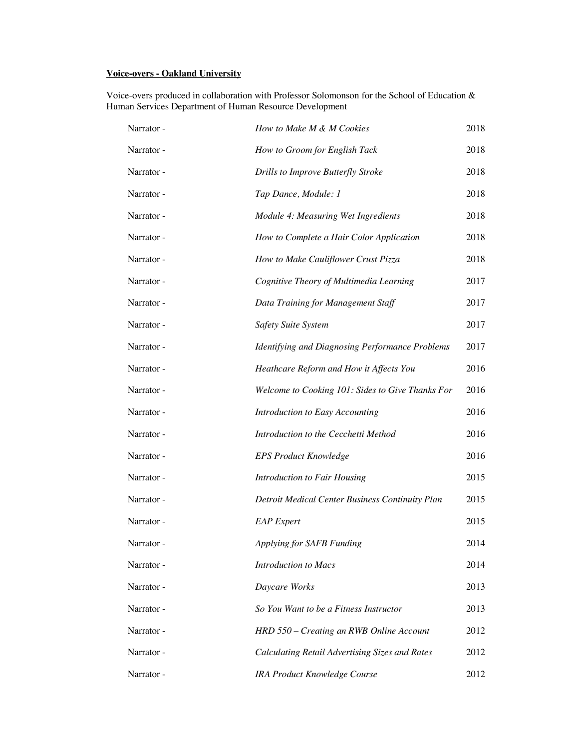**Voice-overs - Oakland University**

Voice-overs produced in collaboration with Professor Solomonson for the School of Education & Human Services Department of Human Resource Development

| | | |
|---|---|---|
| Narrator - | *How to Make M & M Cookies* | 2018 |
| Narrator - | *How to Groom for English Tack* | 2018 |
| Narrator - | *Drills to Improve Butterfly Stroke* | 2018 |
| Narrator - | *Tap Dance, Module: 1* | 2018 |
| Narrator - | *Module 4: Measuring Wet Ingredients* | 2018 |
| Narrator - | *How to Complete a Hair Color Application* | 2018 |
| Narrator - | *How to Make Cauliflower Crust Pizza* | 2018 |
| Narrator - | *Cognitive Theory of Multimedia Learning* | 2017 |
| Narrator - | *Data Training for Management Staff* | 2017 |
| Narrator - | *Safety Suite System* | 2017 |
| Narrator - | *Identifying and Diagnosing Performance Problems* | 2017 |
| Narrator - | *Heathcare Reform and How it Affects You* | 2016 |
| Narrator - | *Welcome to Cooking 101: Sides to Give Thanks For* | 2016 |
| Narrator - | *Introduction to Easy Accounting* | 2016 |
| Narrator - | *Introduction to the Cecchetti Method* | 2016 |
| Narrator - | *EPS Product Knowledge* | 2016 |
| Narrator - | *Introduction to Fair Housing* | 2015 |
| Narrator - | *Detroit Medical Center Business Continuity Plan* | 2015 |
| Narrator - | *EAP Expert* | 2015 |
| Narrator - | *Applying for SAFB Funding* | 2014 |
| Narrator - | *Introduction to Macs* | 2014 |
| Narrator - | *Daycare Works* | 2013 |
| Narrator - | *So You Want to be a Fitness Instructor* | 2013 |
| Narrator - | *HRD 550 – Creating an RWB Online Account* | 2012 |
| Narrator - | *Calculating Retail Advertising Sizes and Rates* | 2012 |
| Narrator - | *IRA Product Knowledge Course* | 2012 |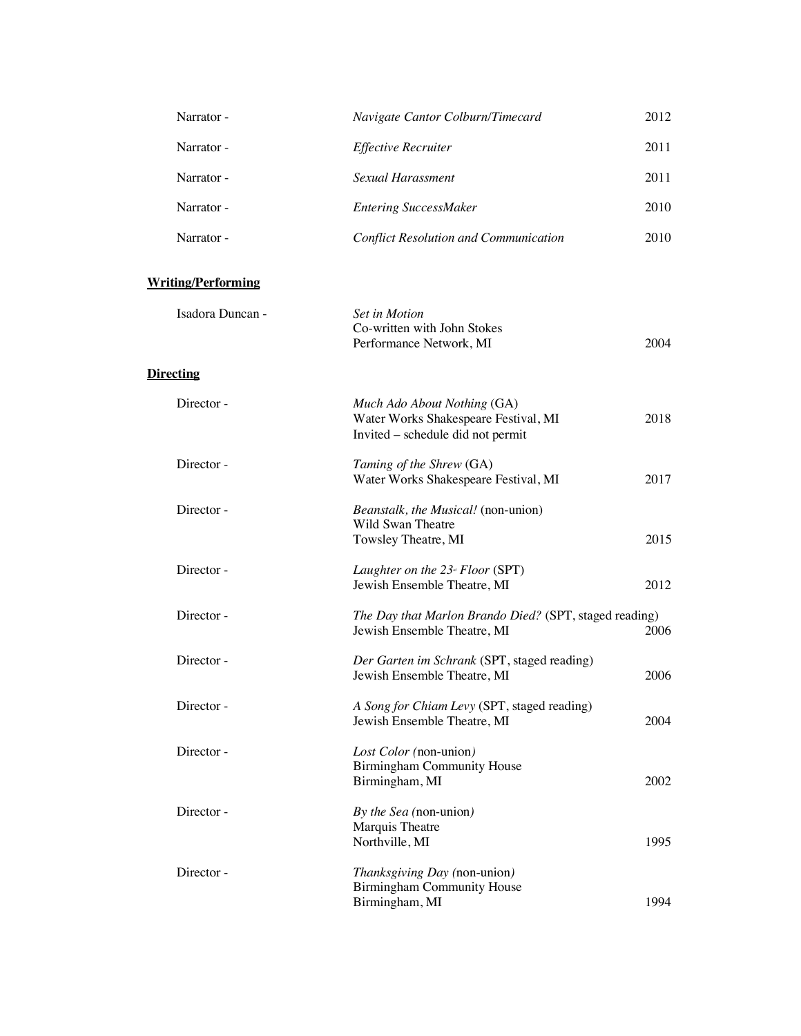| | | |
|---|---|---|
| Narrator - | *Navigate Cantor Colburn/Timecard* | 2012 |
| Narrator - | *Effective Recruiter* | 2011 |
| Narrator - | *Sexual Harassment* | 2011 |
| Narrator - | *Entering SuccessMaker* | 2010 |
| Narrator - | *Conflict Resolution and Communication* | 2010 |

**<u>Writing/Performing</u>**

| | | |
|---|---|---|
| Isadora Duncan - | *Set in Motion*<br>Co-written with John Stokes<br>Performance Network, MI | 2004 |

**<u>Directing</u>**

| | | |
|---|---|---|
| Director - | *Much Ado About Nothing* (GA)<br>Water Works Shakespeare Festival, MI<br>Invited – schedule did not permit | 2018 |
| Director - | *Taming of the Shrew* (GA)<br>Water Works Shakespeare Festival, MI | 2017 |
| Director - | *Beanstalk, the Musical!* (non-union)<br>Wild Swan Theatre<br>Towsley Theatre, MI | 2015 |
| Director - | *Laughter on the 23rd Floor* (SPT)<br>Jewish Ensemble Theatre, MI | 2012 |
| Director - | *The Day that Marlon Brando Died?* (SPT, staged reading)<br>Jewish Ensemble Theatre, MI | 2006 |
| Director - | *Der Garten im Schrank* (SPT, staged reading)<br>Jewish Ensemble Theatre, MI | 2006 |
| Director - | *A Song for Chiam Levy* (SPT, staged reading)<br>Jewish Ensemble Theatre, MI | 2004 |
| Director - | *Lost Color (*non-union*)*<br>Birmingham Community House<br>Birmingham, MI | 2002 |
| Director - | *By the Sea (*non-union*)*<br>Marquis Theatre<br>Northville, MI | 1995 |
| Director - | *Thanksgiving Day (*non-union*)*<br>Birmingham Community House<br>Birmingham, MI | 1994 |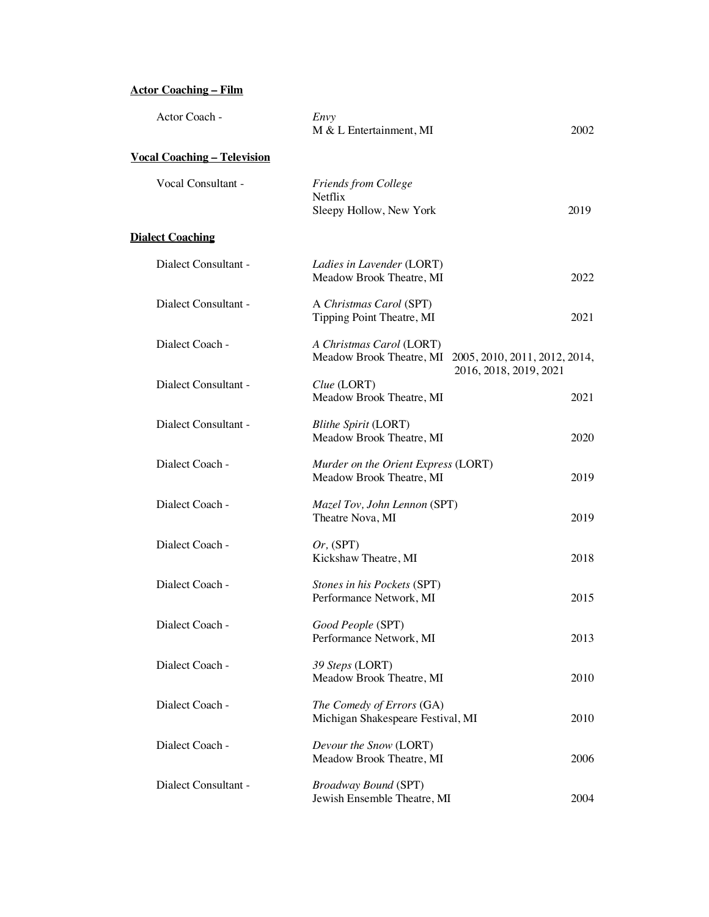**Actor Coaching – Film**

| | | |
|---|---|---|
| Actor Coach - | *Envy*<br>M & L Entertainment, MI | 2002 |

**Vocal Coaching – Television**

| | | |
|---|---|---|
| Vocal Consultant - | *Friends from College*<br>Netflix<br>Sleepy Hollow, New York | 2019 |

**Dialect Coaching**

| | | |
|---|---|---|
| Dialect Consultant - | *Ladies in Lavender* (LORT)<br>Meadow Brook Theatre, MI | 2022 |
| Dialect Consultant - | A *Christmas Carol* (SPT)<br>Tipping Point Theatre, MI | 2021 |
| Dialect Coach - | *A Christmas Carol* (LORT)<br>Meadow Brook Theatre, MI | 2005, 2010, 2011, 2012, 2014, 2016, 2018, 2019, 2021 |
| Dialect Consultant - | *Clue* (LORT)<br>Meadow Brook Theatre, MI | 2021 |
| Dialect Consultant - | *Blithe Spirit* (LORT)<br>Meadow Brook Theatre, MI | 2020 |
| Dialect Coach - | *Murder on the Orient Express* (LORT)<br>Meadow Brook Theatre, MI | 2019 |
| Dialect Coach - | *Mazel Tov, John Lennon* (SPT)<br>Theatre Nova, MI | 2019 |
| Dialect Coach - | *Or,* (SPT)<br>Kickshaw Theatre, MI | 2018 |
| Dialect Coach - | *Stones in his Pockets* (SPT)<br>Performance Network, MI | 2015 |
| Dialect Coach - | *Good People* (SPT)<br>Performance Network, MI | 2013 |
| Dialect Coach - | *39 Steps* (LORT)<br>Meadow Brook Theatre, MI | 2010 |
| Dialect Coach - | *The Comedy of Errors* (GA)<br>Michigan Shakespeare Festival, MI | 2010 |
| Dialect Coach - | *Devour the Snow* (LORT)<br>Meadow Brook Theatre, MI | 2006 |
| Dialect Consultant - | *Broadway Bound* (SPT)<br>Jewish Ensemble Theatre, MI | 2004 |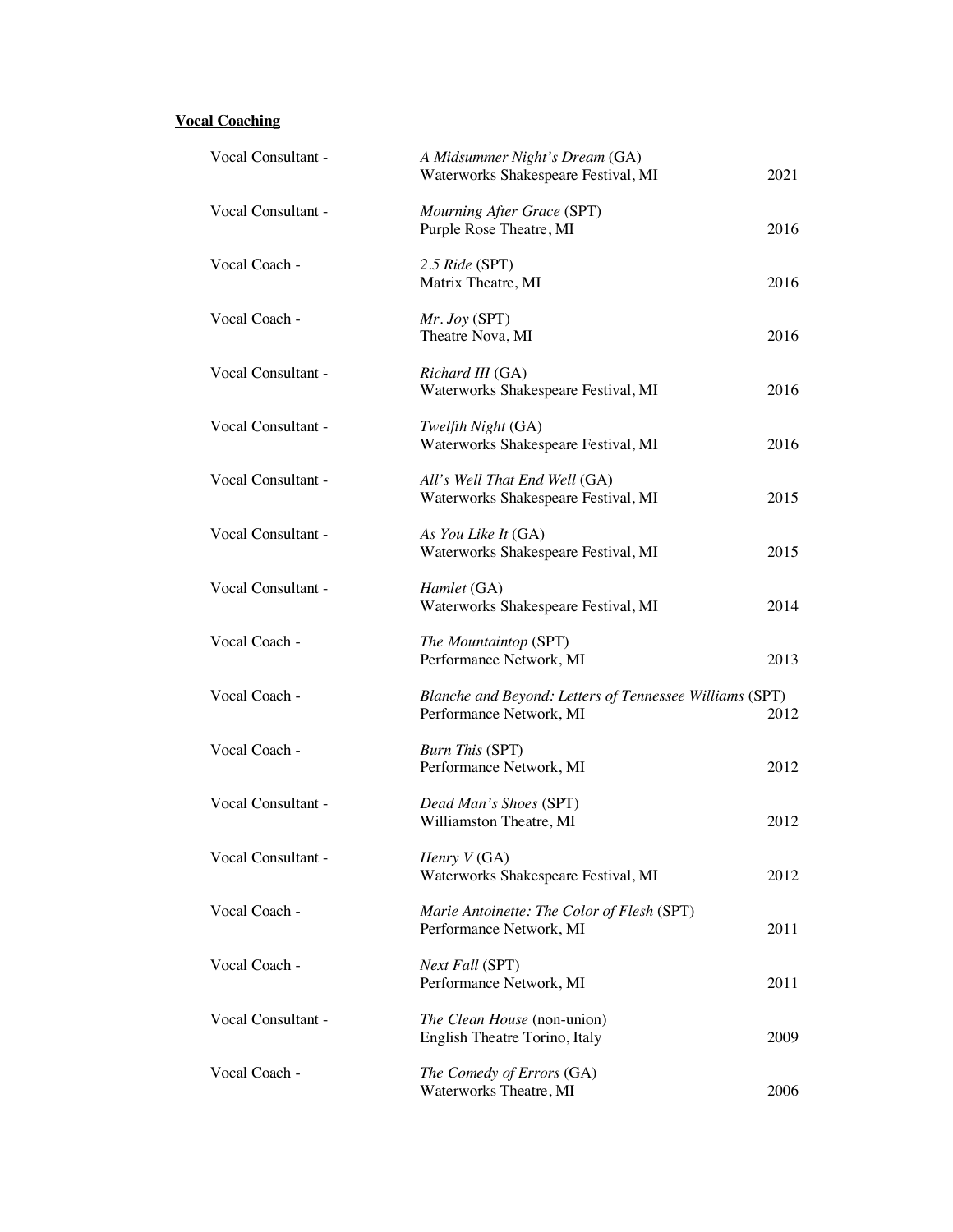**Vocal Coaching**

| | | |
|---|---|---|
| Vocal Consultant - | *A Midsummer Night's Dream* (GA)<br>Waterworks Shakespeare Festival, MI | 2021 |
| Vocal Consultant - | *Mourning After Grace* (SPT)<br>Purple Rose Theatre, MI | 2016 |
| Vocal Coach - | *2.5 Ride* (SPT)<br>Matrix Theatre, MI | 2016 |
| Vocal Coach - | *Mr. Joy* (SPT)<br>Theatre Nova, MI | 2016 |
| Vocal Consultant - | *Richard III* (GA)<br>Waterworks Shakespeare Festival, MI | 2016 |
| Vocal Consultant - | *Twelfth Night* (GA)<br>Waterworks Shakespeare Festival, MI | 2016 |
| Vocal Consultant - | *All's Well That End Well* (GA)<br>Waterworks Shakespeare Festival, MI | 2015 |
| Vocal Consultant - | *As You Like It* (GA)<br>Waterworks Shakespeare Festival, MI | 2015 |
| Vocal Consultant - | *Hamlet* (GA)<br>Waterworks Shakespeare Festival, MI | 2014 |
| Vocal Coach - | *The Mountaintop* (SPT)<br>Performance Network, MI | 2013 |
| Vocal Coach - | *Blanche and Beyond: Letters of Tennessee Williams* (SPT)<br>Performance Network, MI | 2012 |
| Vocal Coach - | *Burn This* (SPT)<br>Performance Network, MI | 2012 |
| Vocal Consultant - | *Dead Man's Shoes* (SPT)<br>Williamston Theatre, MI | 2012 |
| Vocal Consultant - | *Henry V* (GA)<br>Waterworks Shakespeare Festival, MI | 2012 |
| Vocal Coach - | *Marie Antoinette: The Color of Flesh* (SPT)<br>Performance Network, MI | 2011 |
| Vocal Coach - | *Next Fall* (SPT)<br>Performance Network, MI | 2011 |
| Vocal Consultant - | *The Clean House* (non-union)<br>English Theatre Torino, Italy | 2009 |
| Vocal Coach - | *The Comedy of Errors* (GA)<br>Waterworks Theatre, MI | 2006 |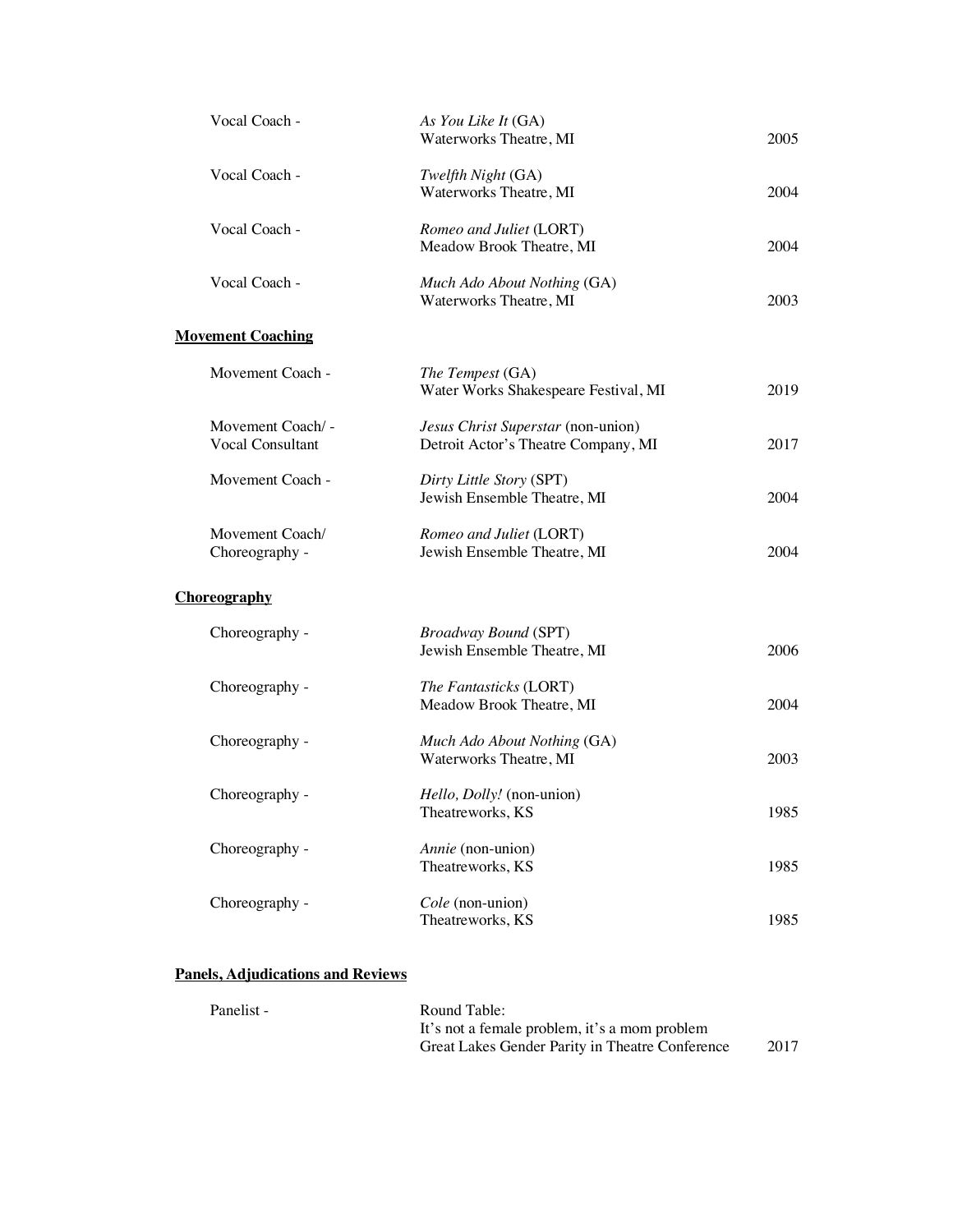| | | |
|---|---|---|
| Vocal Coach - | *As You Like It* (GA)<br>Waterworks Theatre, MI | 2005 |
| Vocal Coach - | *Twelfth Night* (GA)<br>Waterworks Theatre, MI | 2004 |
| Vocal Coach - | *Romeo and Juliet* (LORT)<br>Meadow Brook Theatre, MI | 2004 |
| Vocal Coach - | *Much Ado About Nothing* (GA)<br>Waterworks Theatre, MI | 2003 |

**Movement Coaching**

| | | |
|---|---|---|
| Movement Coach - | *The Tempest* (GA)<br>Water Works Shakespeare Festival, MI | 2019 |
| Movement Coach/ -<br>Vocal Consultant | *Jesus Christ Superstar* (non-union)<br>Detroit Actor's Theatre Company, MI | 2017 |
| Movement Coach - | *Dirty Little Story* (SPT)<br>Jewish Ensemble Theatre, MI | 2004 |
| Movement Coach/<br>Choreography - | *Romeo and Juliet* (LORT)<br>Jewish Ensemble Theatre, MI | 2004 |

**Choreography**

| | | |
|---|---|---|
| Choreography - | *Broadway Bound* (SPT)<br>Jewish Ensemble Theatre, MI | 2006 |
| Choreography - | *The Fantasticks* (LORT)<br>Meadow Brook Theatre, MI | 2004 |
| Choreography - | *Much Ado About Nothing* (GA)<br>Waterworks Theatre, MI | 2003 |
| Choreography - | *Hello, Dolly!* (non-union)<br>Theatreworks, KS | 1985 |
| Choreography - | *Annie* (non-union)<br>Theatreworks, KS | 1985 |
| Choreography - | *Cole* (non-union)<br>Theatreworks, KS | 1985 |

**Panels, Adjudications and Reviews**

| | | |
|---|---|---|
| Panelist - | Round Table:<br>It's not a female problem, it's a mom problem<br>Great Lakes Gender Parity in Theatre Conference | 2017 |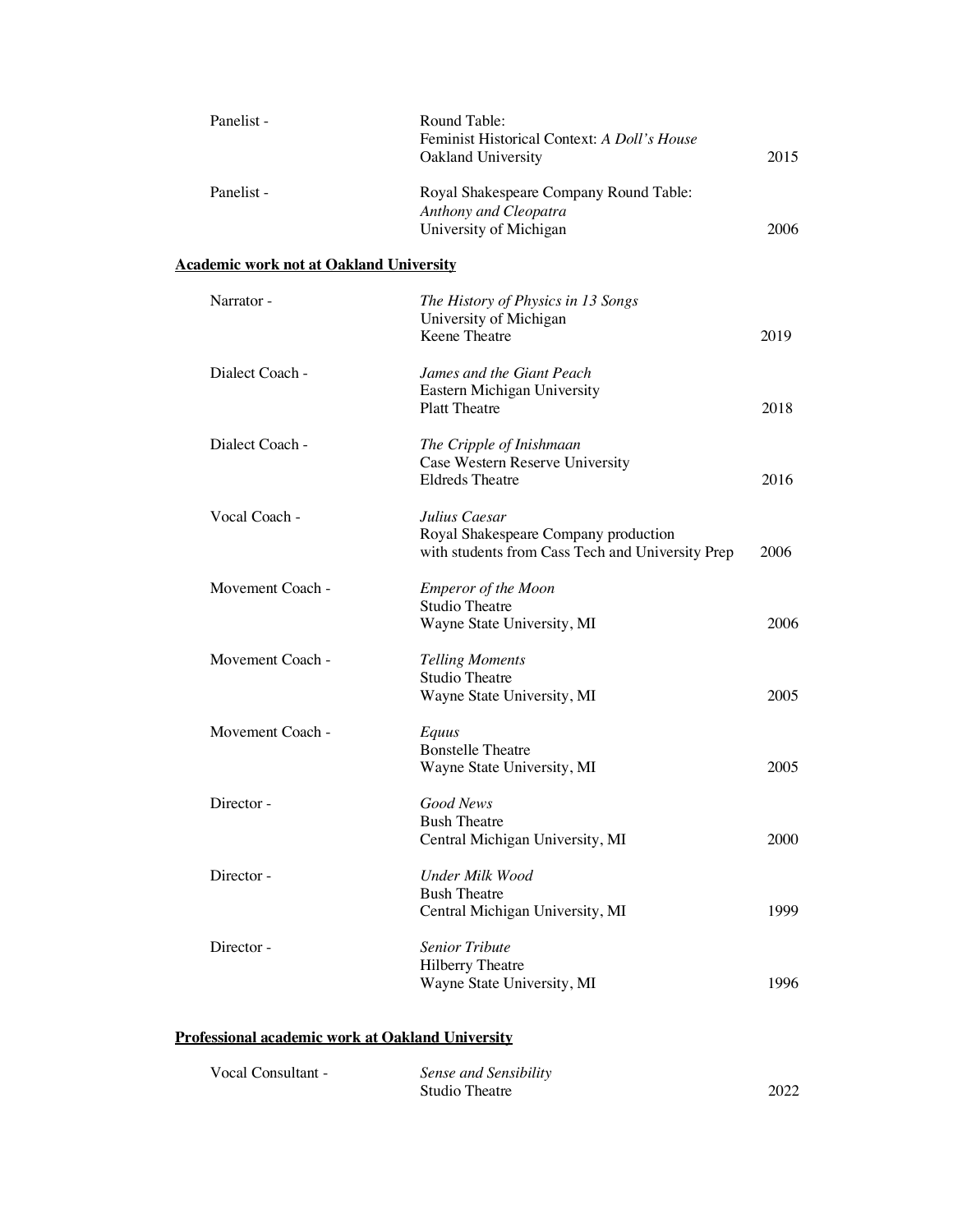Panelist - Round Table:
Feminist Historical Context: *A Doll's House*
Oakland University 2015

Panelist - Royal Shakespeare Company Round Table:
*Anthony and Cleopatra*
University of Michigan 2006

**Academic work not at Oakland University**

Narrator - *The History of Physics in 13 Songs*
University of Michigan
Keene Theatre 2019

Dialect Coach - *James and the Giant Peach*
Eastern Michigan University
Platt Theatre 2018

Dialect Coach - *The Cripple of Inishmaan*
Case Western Reserve University
Eldreds Theatre 2016

Vocal Coach - *Julius Caesar*
Royal Shakespeare Company production
with students from Cass Tech and University Prep 2006

Movement Coach - *Emperor of the Moon*
Studio Theatre
Wayne State University, MI 2006

Movement Coach - *Telling Moments*
Studio Theatre
Wayne State University, MI 2005

Movement Coach - *Equus*
Bonstelle Theatre
Wayne State University, MI 2005

Director - *Good News*
Bush Theatre
Central Michigan University, MI 2000

Director - *Under Milk Wood*
Bush Theatre
Central Michigan University, MI 1999

Director - *Senior Tribute*
Hilberry Theatre
Wayne State University, MI 1996

**Professional academic work at Oakland University**

Vocal Consultant - *Sense and Sensibility*
Studio Theatre 2022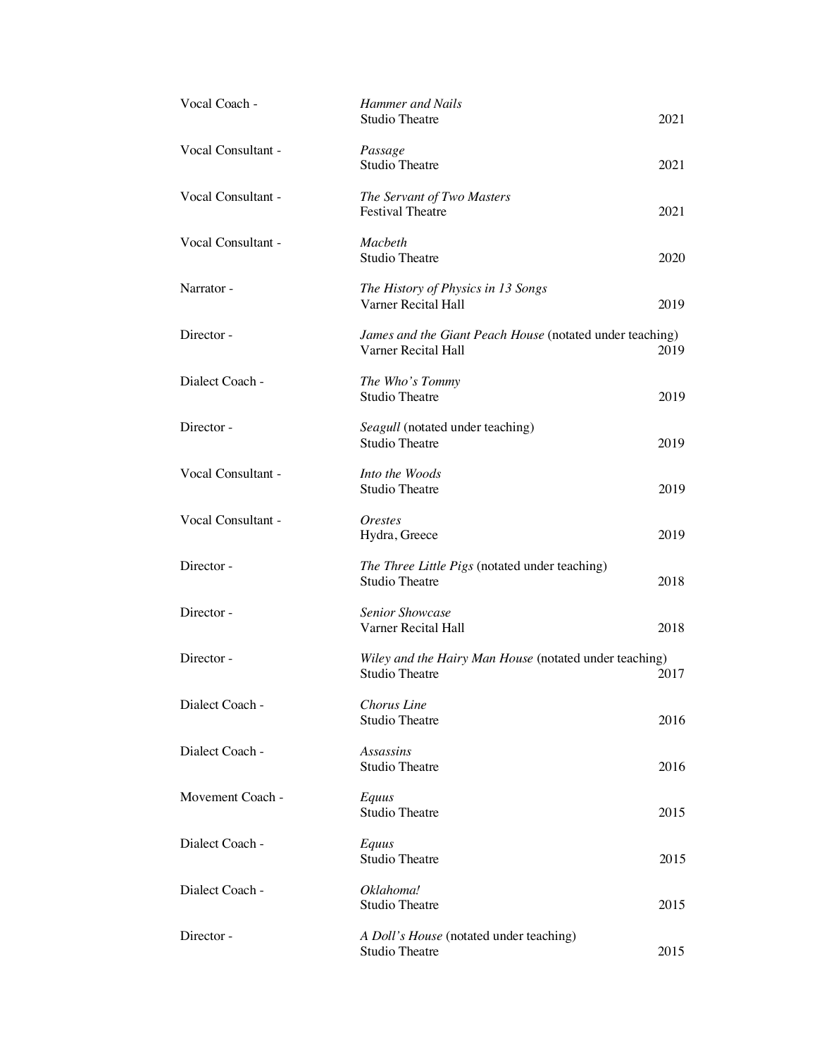Vocal Coach - *Hammer and Nails*
Studio Theatre 2021

Vocal Consultant - *Passage*
Studio Theatre 2021

Vocal Consultant - *The Servant of Two Masters*
Festival Theatre 2021

Vocal Consultant - *Macbeth*
Studio Theatre 2020

Narrator - *The History of Physics in 13 Songs*
Varner Recital Hall 2019

Director - *James and the Giant Peach House* (notated under teaching)
Varner Recital Hall 2019

Dialect Coach - *The Who's Tommy*
Studio Theatre 2019

Director - *Seagull* (notated under teaching)
Studio Theatre 2019

Vocal Consultant - *Into the Woods*
Studio Theatre 2019

Vocal Consultant - *Orestes*
Hydra, Greece 2019

Director - *The Three Little Pigs* (notated under teaching)
Studio Theatre 2018

Director - *Senior Showcase*
Varner Recital Hall 2018

Director - *Wiley and the Hairy Man House* (notated under teaching)
Studio Theatre 2017

Dialect Coach - *Chorus Line*
Studio Theatre 2016

Dialect Coach - *Assassins*
Studio Theatre 2016

Movement Coach - *Equus*
Studio Theatre 2015

Dialect Coach - *Equus*
Studio Theatre 2015

Dialect Coach - *Oklahoma!*
Studio Theatre 2015

Director - *A Doll's House* (notated under teaching)
Studio Theatre 2015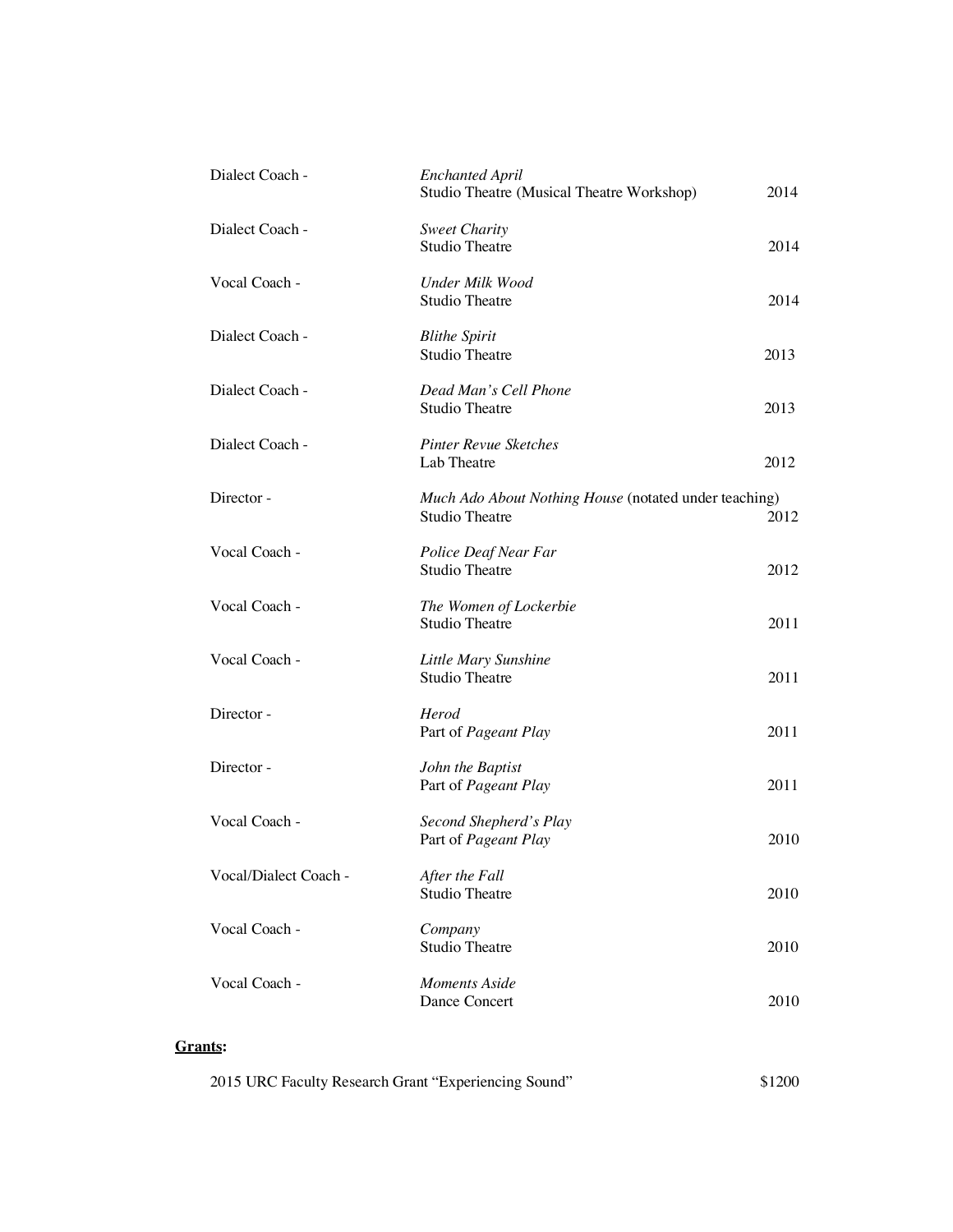Dialect Coach - *Enchanted April*
Studio Theatre (Musical Theatre Workshop) 2014

Dialect Coach - *Sweet Charity*
Studio Theatre 2014

Vocal Coach - *Under Milk Wood*
Studio Theatre 2014

Dialect Coach - *Blithe Spirit*
Studio Theatre 2013

Dialect Coach - *Dead Man's Cell Phone*
Studio Theatre 2013

Dialect Coach - *Pinter Revue Sketches*
Lab Theatre 2012

Director - *Much Ado About Nothing House* (notated under teaching)
Studio Theatre 2012

Vocal Coach - *Police Deaf Near Far*
Studio Theatre 2012

Vocal Coach - *The Women of Lockerbie*
Studio Theatre 2011

Vocal Coach - *Little Mary Sunshine*
Studio Theatre 2011

Director - *Herod*
Part of *Pageant Play* 2011

Director - *John the Baptist*
Part of *Pageant Play* 2011

Vocal Coach - *Second Shepherd's Play*
Part of *Pageant Play* 2010

Vocal/Dialect Coach - *After the Fall*
Studio Theatre 2010

Vocal Coach - *Company*
Studio Theatre 2010

Vocal Coach - *Moments Aside*
Dance Concert 2010

**Grants:**

2015 URC Faculty Research Grant "Experiencing Sound" $1200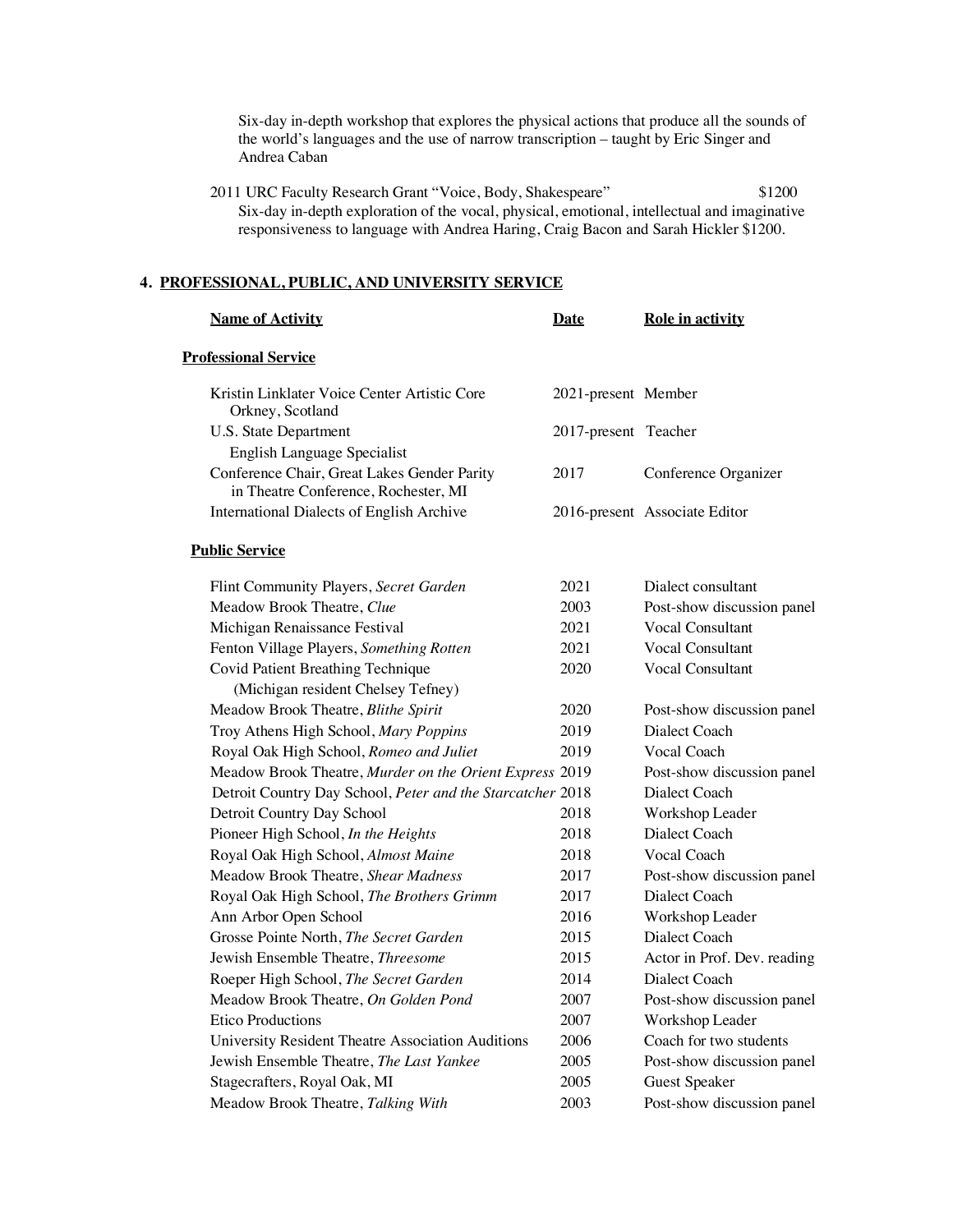Six-day in-depth workshop that explores the physical actions that produce all the sounds of the world's languages and the use of narrow transcription – taught by Eric Singer and Andrea Caban

2011 URC Faculty Research Grant "Voice, Body, Shakespeare" $1200
Six-day in-depth exploration of the vocal, physical, emotional, intellectual and imaginative responsiveness to language with Andrea Haring, Craig Bacon and Sarah Hickler $1200.

## 4. PROFESSIONAL, PUBLIC, AND UNIVERSITY SERVICE

| **Name of Activity** | **Date** | **Role in activity** |
|---|---|---|
| **Professional Service** | | |
| Kristin Linklater Voice Center Artistic Core Orkney, Scotland | 2021-present | Member |
| U.S. State Department English Language Specialist | 2017-present | Teacher |
| Conference Chair, Great Lakes Gender Parity in Theatre Conference, Rochester, MI | 2017 | Conference Organizer |
| International Dialects of English Archive | 2016-present | Associate Editor |
| **Public Service** | | |
| Flint Community Players, *Secret Garden* | 2021 | Dialect consultant |
| Meadow Brook Theatre, *Clue* | 2003 | Post-show discussion panel |
| Michigan Renaissance Festival | 2021 | Vocal Consultant |
| Fenton Village Players, *Something Rotten* | 2021 | Vocal Consultant |
| Covid Patient Breathing Technique (Michigan resident Chelsey Tefney) | 2020 | Vocal Consultant |
| Meadow Brook Theatre, *Blithe Spirit* | 2020 | Post-show discussion panel |
| Troy Athens High School, *Mary Poppins* | 2019 | Dialect Coach |
| Royal Oak High School, *Romeo and Juliet* | 2019 | Vocal Coach |
| Meadow Brook Theatre, *Murder on the Orient Express* | 2019 | Post-show discussion panel |
| Detroit Country Day School, *Peter and the Starcatcher* | 2018 | Dialect Coach |
| Detroit Country Day School | 2018 | Workshop Leader |
| Pioneer High School, *In the Heights* | 2018 | Dialect Coach |
| Royal Oak High School, *Almost Maine* | 2018 | Vocal Coach |
| Meadow Brook Theatre, *Shear Madness* | 2017 | Post-show discussion panel |
| Royal Oak High School, *The Brothers Grimm* | 2017 | Dialect Coach |
| Ann Arbor Open School | 2016 | Workshop Leader |
| Grosse Pointe North, *The Secret Garden* | 2015 | Dialect Coach |
| Jewish Ensemble Theatre, *Threesome* | 2015 | Actor in Prof. Dev. reading |
| Roeper High School, *The Secret Garden* | 2014 | Dialect Coach |
| Meadow Brook Theatre, *On Golden Pond* | 2007 | Post-show discussion panel |
| Etico Productions | 2007 | Workshop Leader |
| University Resident Theatre Association Auditions | 2006 | Coach for two students |
| Jewish Ensemble Theatre, *The Last Yankee* | 2005 | Post-show discussion panel |
| Stagecrafters, Royal Oak, MI | 2005 | Guest Speaker |
| Meadow Brook Theatre, *Talking With* | 2003 | Post-show discussion panel |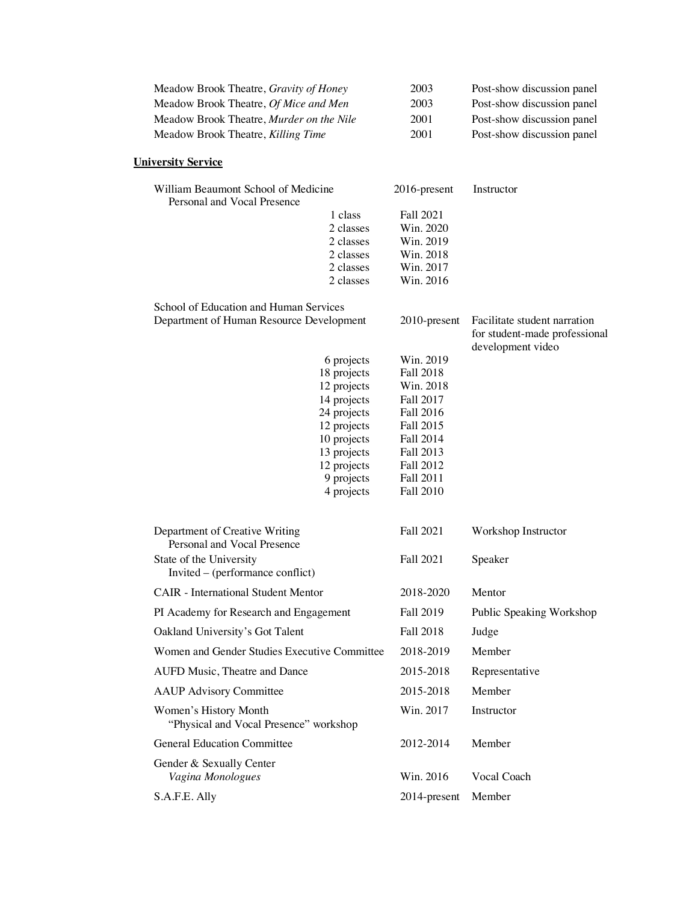| | | |
|---|---|---|
| Meadow Brook Theatre, *Gravity of Honey* | 2003 | Post-show discussion panel |
| Meadow Brook Theatre, *Of Mice and Men* | 2003 | Post-show discussion panel |
| Meadow Brook Theatre, *Murder on the Nile* | 2001 | Post-show discussion panel |
| Meadow Brook Theatre, *Killing Time* | 2001 | Post-show discussion panel |

**University Service**

| | | | |
|---|---|---|---|
| William Beaumont School of Medicine<br>Personal and Vocal Presence | | 2016-present | Instructor |
| | 1 class | Fall 2021 | |
| | 2 classes | Win. 2020 | |
| | 2 classes | Win. 2019 | |
| | 2 classes | Win. 2018 | |
| | 2 classes | Win. 2017 | |
| | 2 classes | Win. 2016 | |
| School of Education and Human Services<br>Department of Human Resource Development | | 2010-present | Facilitate student narration for student-made professional development video |
| | 6 projects | Win. 2019 | |
| | 18 projects | Fall 2018 | |
| | 12 projects | Win. 2018 | |
| | 14 projects | Fall 2017 | |
| | 24 projects | Fall 2016 | |
| | 12 projects | Fall 2015 | |
| | 10 projects | Fall 2014 | |
| | 13 projects | Fall 2013 | |
| | 12 projects | Fall 2012 | |
| | 9 projects | Fall 2011 | |
| | 4 projects | Fall 2010 | |

| | | |
|---|---|---|
| Department of Creative Writing<br>Personal and Vocal Presence | Fall 2021 | Workshop Instructor |
| State of the University<br>Invited – (performance conflict) | Fall 2021 | Speaker |
| CAIR - International Student Mentor | 2018-2020 | Mentor |
| PI Academy for Research and Engagement | Fall 2019 | Public Speaking Workshop |
| Oakland University's Got Talent | Fall 2018 | Judge |
| Women and Gender Studies Executive Committee | 2018-2019 | Member |
| AUFD Music, Theatre and Dance | 2015-2018 | Representative |
| AAUP Advisory Committee | 2015-2018 | Member |
| Women's History Month<br>"Physical and Vocal Presence" workshop | Win. 2017 | Instructor |
| General Education Committee | 2012-2014 | Member |
| Gender & Sexually Center<br>*Vagina Monologues* | Win. 2016 | Vocal Coach |
| S.A.F.E. Ally | 2014-present | Member |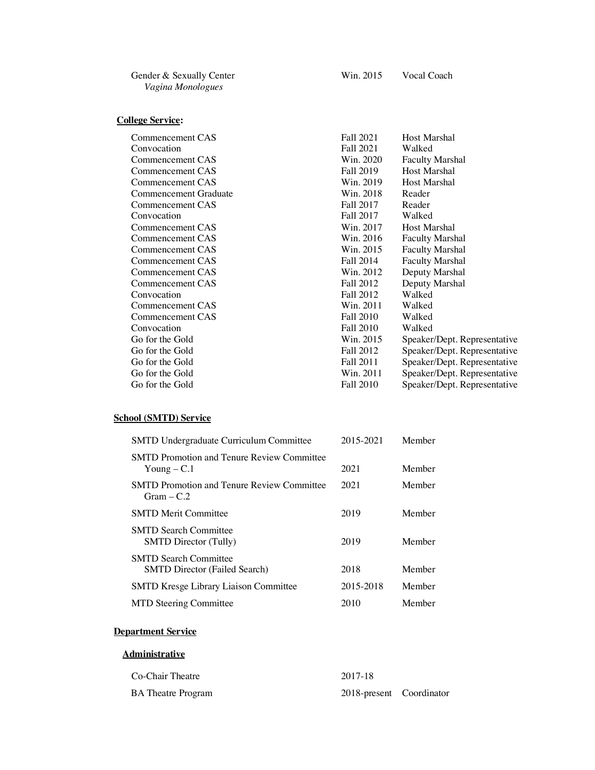| | | |
|---|---|---|
| Gender & Sexually Center<br>*Vagina Monologues* | Win. 2015 | Vocal Coach |

**College Service:**

| | | |
|---|---|---|
| Commencement CAS | Fall 2021 | Host Marshal |
| Convocation | Fall 2021 | Walked |
| Commencement CAS | Win. 2020 | Faculty Marshal |
| Commencement CAS | Fall 2019 | Host Marshal |
| Commencement CAS | Win. 2019 | Host Marshal |
| Commencement Graduate | Win. 2018 | Reader |
| Commencement CAS | Fall 2017 | Reader |
| Convocation | Fall 2017 | Walked |
| Commencement CAS | Win. 2017 | Host Marshal |
| Commencement CAS | Win. 2016 | Faculty Marshal |
| Commencement CAS | Win. 2015 | Faculty Marshal |
| Commencement CAS | Fall 2014 | Faculty Marshal |
| Commencement CAS | Win. 2012 | Deputy Marshal |
| Commencement CAS | Fall 2012 | Deputy Marshal |
| Convocation | Fall 2012 | Walked |
| Commencement CAS | Win. 2011 | Walked |
| Commencement CAS | Fall 2010 | Walked |
| Convocation | Fall 2010 | Walked |
| Go for the Gold | Win. 2015 | Speaker/Dept. Representative |
| Go for the Gold | Fall 2012 | Speaker/Dept. Representative |
| Go for the Gold | Fall 2011 | Speaker/Dept. Representative |
| Go for the Gold | Win. 2011 | Speaker/Dept. Representative |
| Go for the Gold | Fall 2010 | Speaker/Dept. Representative |

**School (SMTD) Service**

| | | |
|---|---|---|
| SMTD Undergraduate Curriculum Committee | 2015-2021 | Member |
| SMTD Promotion and Tenure Review Committee<br>Young – C.1 | 2021 | Member |
| SMTD Promotion and Tenure Review Committee<br>Gram – C.2 | 2021 | Member |
| SMTD Merit Committee | 2019 | Member |
| SMTD Search Committee<br>SMTD Director (Tully) | 2019 | Member |
| SMTD Search Committee<br>SMTD Director (Failed Search) | 2018 | Member |
| SMTD Kresge Library Liaison Committee | 2015-2018 | Member |
| MTD Steering Committee | 2010 | Member |

**Department Service**

**Administrative**

| | | |
|---|---|---|
| Co-Chair Theatre | 2017-18 | |
| BA Theatre Program | 2018-present | Coordinator |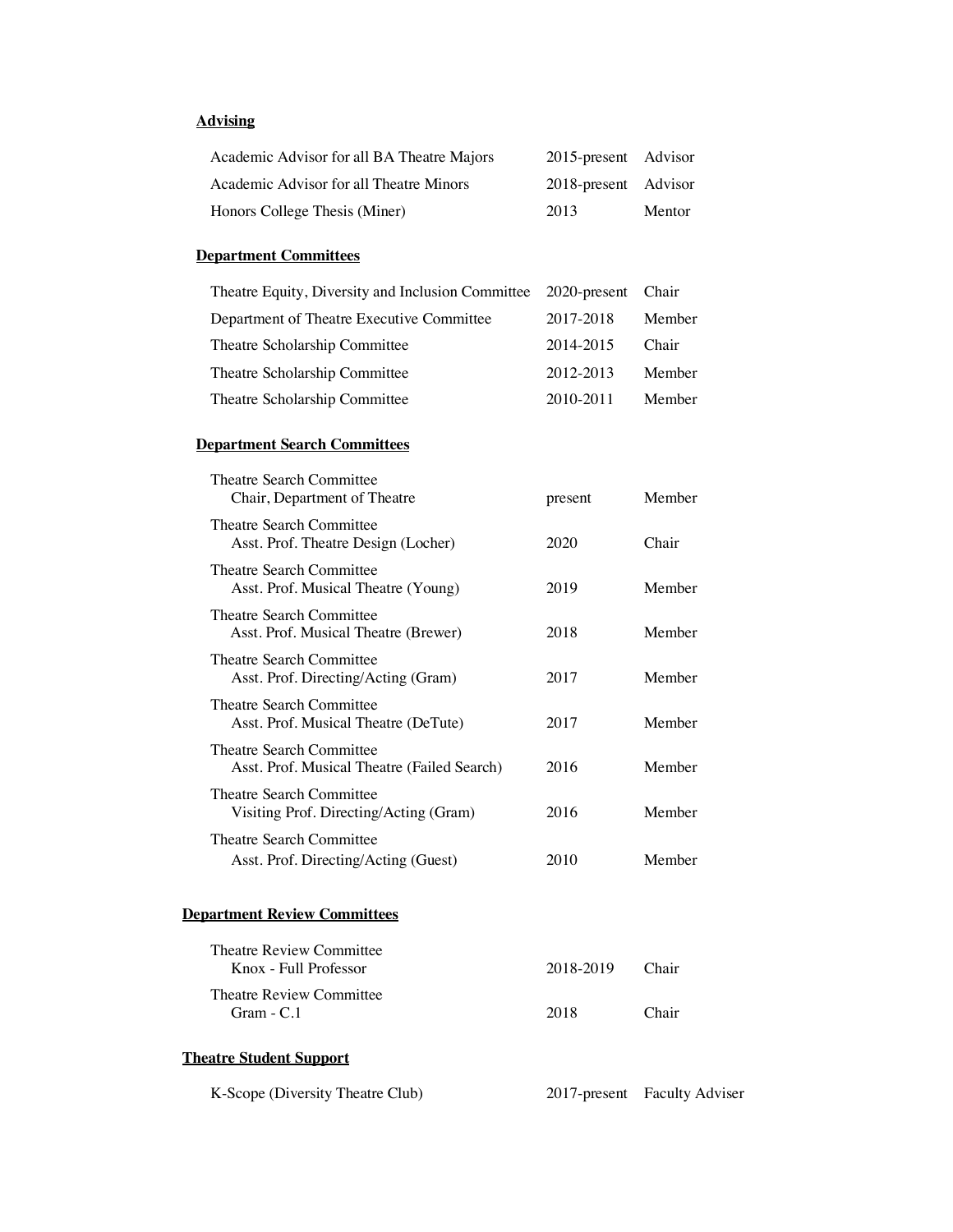**Advising**

| | | |
|---|---|---|
| Academic Advisor for all BA Theatre Majors | 2015-present | Advisor |
| Academic Advisor for all Theatre Minors | 2018-present | Advisor |
| Honors College Thesis (Miner) | 2013 | Mentor |

**Department Committees**

| | | |
|---|---|---|
| Theatre Equity, Diversity and Inclusion Committee | 2020-present | Chair |
| Department of Theatre Executive Committee | 2017-2018 | Member |
| Theatre Scholarship Committee | 2014-2015 | Chair |
| Theatre Scholarship Committee | 2012-2013 | Member |
| Theatre Scholarship Committee | 2010-2011 | Member |

**Department Search Committees**

| | | |
|---|---|---|
| Theatre Search Committee<br>Chair, Department of Theatre | present | Member |
| Theatre Search Committee<br>Asst. Prof. Theatre Design (Locher) | 2020 | Chair |
| Theatre Search Committee<br>Asst. Prof. Musical Theatre (Young) | 2019 | Member |
| Theatre Search Committee<br>Asst. Prof. Musical Theatre (Brewer) | 2018 | Member |
| Theatre Search Committee<br>Asst. Prof. Directing/Acting (Gram) | 2017 | Member |
| Theatre Search Committee<br>Asst. Prof. Musical Theatre (DeTute) | 2017 | Member |
| Theatre Search Committee<br>Asst. Prof. Musical Theatre (Failed Search) | 2016 | Member |
| Theatre Search Committee<br>Visiting Prof. Directing/Acting (Gram) | 2016 | Member |
| Theatre Search Committee<br>Asst. Prof. Directing/Acting (Guest) | 2010 | Member |

**Department Review Committees**

| | | |
|---|---|---|
| Theatre Review Committee<br>Knox - Full Professor | 2018-2019 | Chair |
| Theatre Review Committee<br>Gram - C.1 | 2018 | Chair |

**Theatre Student Support**

| | | |
|---|---|---|
| K-Scope (Diversity Theatre Club) | 2017-present | Faculty Adviser |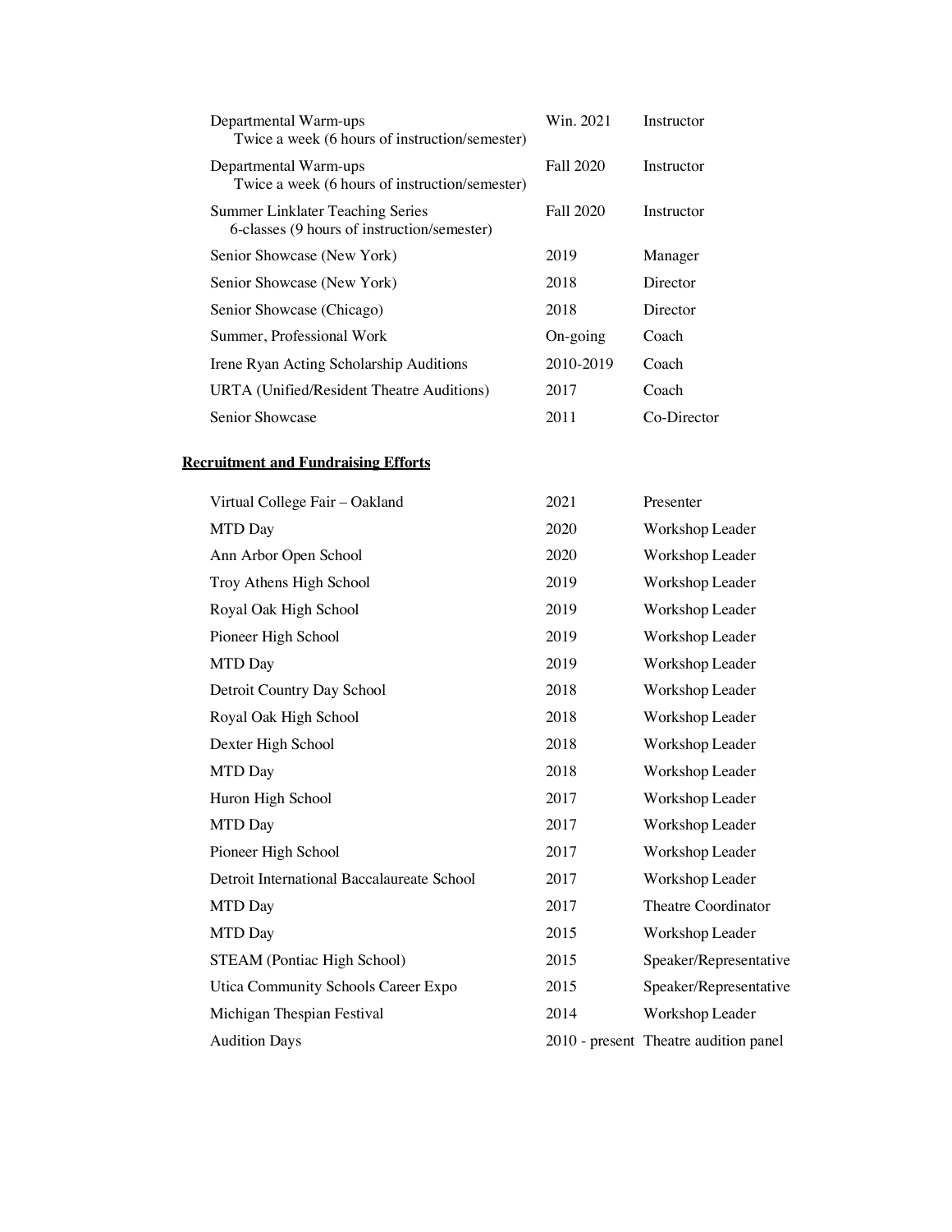| | | |
|---|---|---|
| Departmental Warm-ups<br>Twice a week (6 hours of instruction/semester) | Win. 2021 | Instructor |
| Departmental Warm-ups<br>Twice a week (6 hours of instruction/semester) | Fall 2020 | Instructor |
| Summer Linklater Teaching Series<br>6-classes (9 hours of instruction/semester) | Fall 2020 | Instructor |
| Senior Showcase (New York) | 2019 | Manager |
| Senior Showcase (New York) | 2018 | Director |
| Senior Showcase (Chicago) | 2018 | Director |
| Summer, Professional Work | On-going | Coach |
| Irene Ryan Acting Scholarship Auditions | 2010-2019 | Coach |
| URTA (Unified/Resident Theatre Auditions) | 2017 | Coach |
| Senior Showcase | 2011 | Co-Director |

**Recruitment and Fundraising Efforts**

| | | |
|---|---|---|
| Virtual College Fair – Oakland | 2021 | Presenter |
| MTD Day | 2020 | Workshop Leader |
| Ann Arbor Open School | 2020 | Workshop Leader |
| Troy Athens High School | 2019 | Workshop Leader |
| Royal Oak High School | 2019 | Workshop Leader |
| Pioneer High School | 2019 | Workshop Leader |
| MTD Day | 2019 | Workshop Leader |
| Detroit Country Day School | 2018 | Workshop Leader |
| Royal Oak High School | 2018 | Workshop Leader |
| Dexter High School | 2018 | Workshop Leader |
| MTD Day | 2018 | Workshop Leader |
| Huron High School | 2017 | Workshop Leader |
| MTD Day | 2017 | Workshop Leader |
| Pioneer High School | 2017 | Workshop Leader |
| Detroit International Baccalaureate School | 2017 | Workshop Leader |
| MTD Day | 2017 | Theatre Coordinator |
| MTD Day | 2015 | Workshop Leader |
| STEAM (Pontiac High School) | 2015 | Speaker/Representative |
| Utica Community Schools Career Expo | 2015 | Speaker/Representative |
| Michigan Thespian Festival | 2014 | Workshop Leader |
| Audition Days | 2010 - present | Theatre audition panel |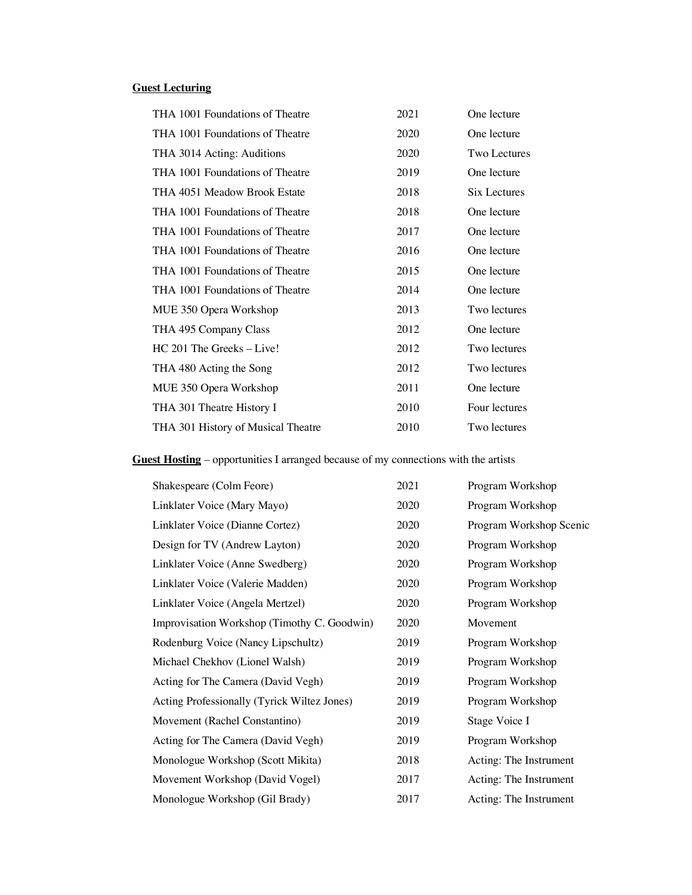**Guest Lecturing**

| | | |
|---|---|---|
| THA 1001 Foundations of Theatre | 2021 | One lecture |
| THA 1001 Foundations of Theatre | 2020 | One lecture |
| THA 3014 Acting: Auditions | 2020 | Two Lectures |
| THA 1001 Foundations of Theatre | 2019 | One lecture |
| THA 4051 Meadow Brook Estate | 2018 | Six Lectures |
| THA 1001 Foundations of Theatre | 2018 | One lecture |
| THA 1001 Foundations of Theatre | 2017 | One lecture |
| THA 1001 Foundations of Theatre | 2016 | One lecture |
| THA 1001 Foundations of Theatre | 2015 | One lecture |
| THA 1001 Foundations of Theatre | 2014 | One lecture |
| MUE 350 Opera Workshop | 2013 | Two lectures |
| THA 495 Company Class | 2012 | One lecture |
| HC 201 The Greeks – Live! | 2012 | Two lectures |
| THA 480 Acting the Song | 2012 | Two lectures |
| MUE 350 Opera Workshop | 2011 | One lecture |
| THA 301 Theatre History I | 2010 | Four lectures |
| THA 301 History of Musical Theatre | 2010 | Two lectures |

**Guest Hosting** – opportunities I arranged because of my connections with the artists

| | | |
|---|---|---|
| Shakespeare (Colm Feore) | 2021 | Program Workshop |
| Linklater Voice (Mary Mayo) | 2020 | Program Workshop |
| Linklater Voice (Dianne Cortez) | 2020 | Program Workshop Scenic |
| Design for TV (Andrew Layton) | 2020 | Program Workshop |
| Linklater Voice (Anne Swedberg) | 2020 | Program Workshop |
| Linklater Voice (Valerie Madden) | 2020 | Program Workshop |
| Linklater Voice (Angela Mertzel) | 2020 | Program Workshop |
| Improvisation Workshop (Timothy C. Goodwin) | 2020 | Movement |
| Rodenburg Voice (Nancy Lipschultz) | 2019 | Program Workshop |
| Michael Chekhov (Lionel Walsh) | 2019 | Program Workshop |
| Acting for The Camera (David Vegh) | 2019 | Program Workshop |
| Acting Professionally (Tyrick Wiltez Jones) | 2019 | Program Workshop |
| Movement (Rachel Constantino) | 2019 | Stage Voice I |
| Acting for The Camera (David Vegh) | 2019 | Program Workshop |
| Monologue Workshop (Scott Mikita) | 2018 | Acting: The Instrument |
| Movement Workshop (David Vogel) | 2017 | Acting: The Instrument |
| Monologue Workshop (Gil Brady) | 2017 | Acting: The Instrument |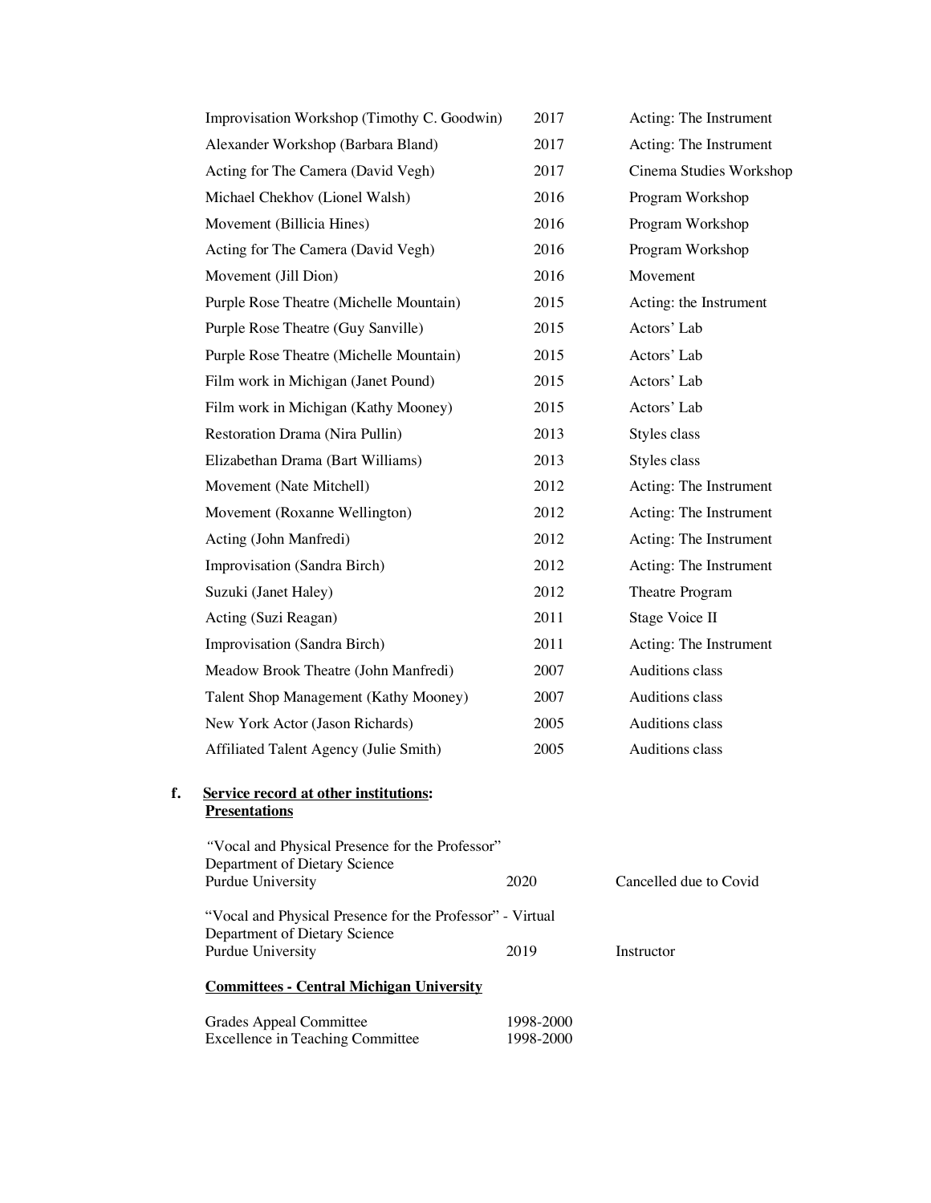| | | |
|---|---|---|
| Improvisation Workshop (Timothy C. Goodwin) | 2017 | Acting: The Instrument |
| Alexander Workshop (Barbara Bland) | 2017 | Acting: The Instrument |
| Acting for The Camera (David Vegh) | 2017 | Cinema Studies Workshop |
| Michael Chekhov (Lionel Walsh) | 2016 | Program Workshop |
| Movement (Billicia Hines) | 2016 | Program Workshop |
| Acting for The Camera (David Vegh) | 2016 | Program Workshop |
| Movement (Jill Dion) | 2016 | Movement |
| Purple Rose Theatre (Michelle Mountain) | 2015 | Acting: the Instrument |
| Purple Rose Theatre (Guy Sanville) | 2015 | Actors' Lab |
| Purple Rose Theatre (Michelle Mountain) | 2015 | Actors' Lab |
| Film work in Michigan (Janet Pound) | 2015 | Actors' Lab |
| Film work in Michigan (Kathy Mooney) | 2015 | Actors' Lab |
| Restoration Drama (Nira Pullin) | 2013 | Styles class |
| Elizabethan Drama (Bart Williams) | 2013 | Styles class |
| Movement (Nate Mitchell) | 2012 | Acting: The Instrument |
| Movement (Roxanne Wellington) | 2012 | Acting: The Instrument |
| Acting (John Manfredi) | 2012 | Acting: The Instrument |
| Improvisation (Sandra Birch) | 2012 | Acting: The Instrument |
| Suzuki (Janet Haley) | 2012 | Theatre Program |
| Acting (Suzi Reagan) | 2011 | Stage Voice II |
| Improvisation (Sandra Birch) | 2011 | Acting: The Instrument |
| Meadow Brook Theatre (John Manfredi) | 2007 | Auditions class |
| Talent Shop Management (Kathy Mooney) | 2007 | Auditions class |
| New York Actor (Jason Richards) | 2005 | Auditions class |
| Affiliated Talent Agency (Julie Smith) | 2005 | Auditions class |

**f. <u>Service record at other institutions:</u>**

**<u>Presentations</u>**

| | | |
|---|---|---|
| "Vocal and Physical Presence for the Professor"<br>Department of Dietary Science<br>Purdue University | 2020 | Cancelled due to Covid |
| "Vocal and Physical Presence for the Professor" - Virtual<br>Department of Dietary Science<br>Purdue University | 2019 | Instructor |

**<u>Committees - Central Michigan University</u>**

| | |
|---|---|
| Grades Appeal Committee | 1998-2000 |
| Excellence in Teaching Committee | 1998-2000 |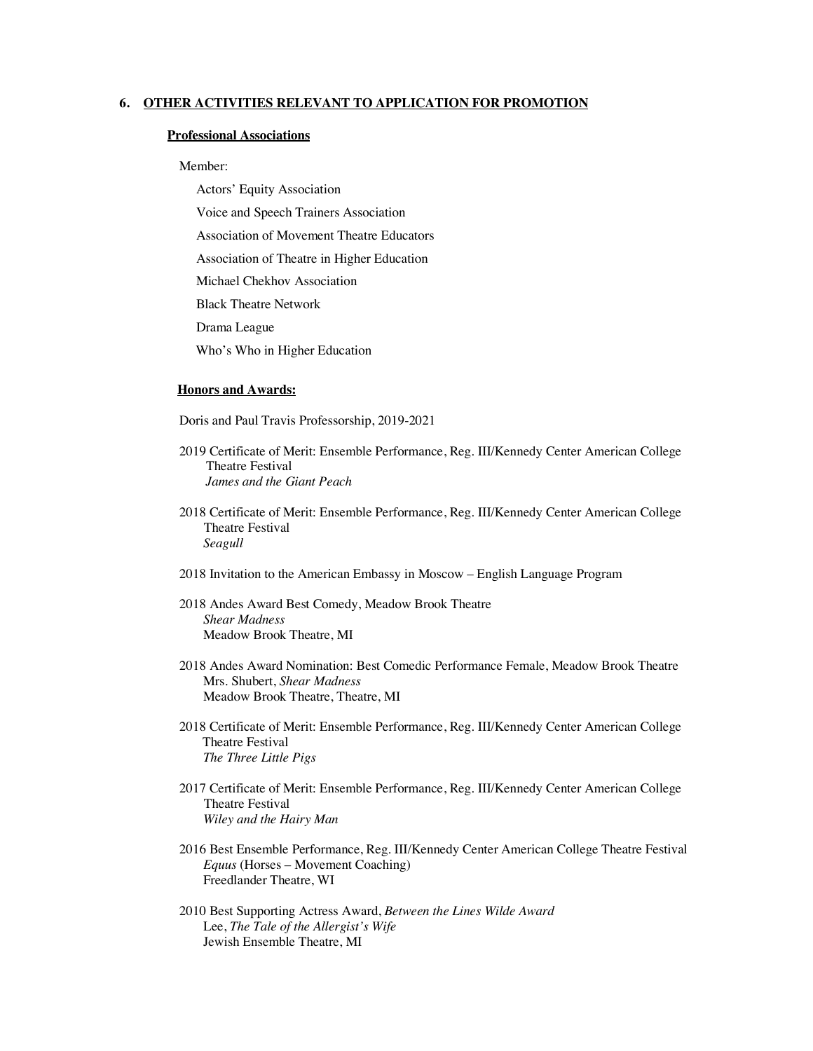## 6. OTHER ACTIVITIES RELEVANT TO APPLICATION FOR PROMOTION

### Professional Associations

Member:

- Actors' Equity Association
- Voice and Speech Trainers Association
- Association of Movement Theatre Educators
- Association of Theatre in Higher Education
- Michael Chekhov Association
- Black Theatre Network
- Drama League
- Who's Who in Higher Education

### Honors and Awards:

Doris and Paul Travis Professorship, 2019-2021

2019 Certificate of Merit: Ensemble Performance, Reg. III/Kennedy Center American College Theatre Festival
*James and the Giant Peach*

2018 Certificate of Merit: Ensemble Performance, Reg. III/Kennedy Center American College Theatre Festival
*Seagull*

2018 Invitation to the American Embassy in Moscow – English Language Program

2018 Andes Award Best Comedy, Meadow Brook Theatre
*Shear Madness*
Meadow Brook Theatre, MI

2018 Andes Award Nomination: Best Comedic Performance Female, Meadow Brook Theatre
Mrs. Shubert, *Shear Madness*
Meadow Brook Theatre, Theatre, MI

2018 Certificate of Merit: Ensemble Performance, Reg. III/Kennedy Center American College Theatre Festival
*The Three Little Pigs*

2017 Certificate of Merit: Ensemble Performance, Reg. III/Kennedy Center American College Theatre Festival
*Wiley and the Hairy Man*

2016 Best Ensemble Performance, Reg. III/Kennedy Center American College Theatre Festival
*Equus* (Horses – Movement Coaching)
Freedlander Theatre, WI

2010 Best Supporting Actress Award, *Between the Lines Wilde Award*
Lee, *The Tale of the Allergist's Wife*
Jewish Ensemble Theatre, MI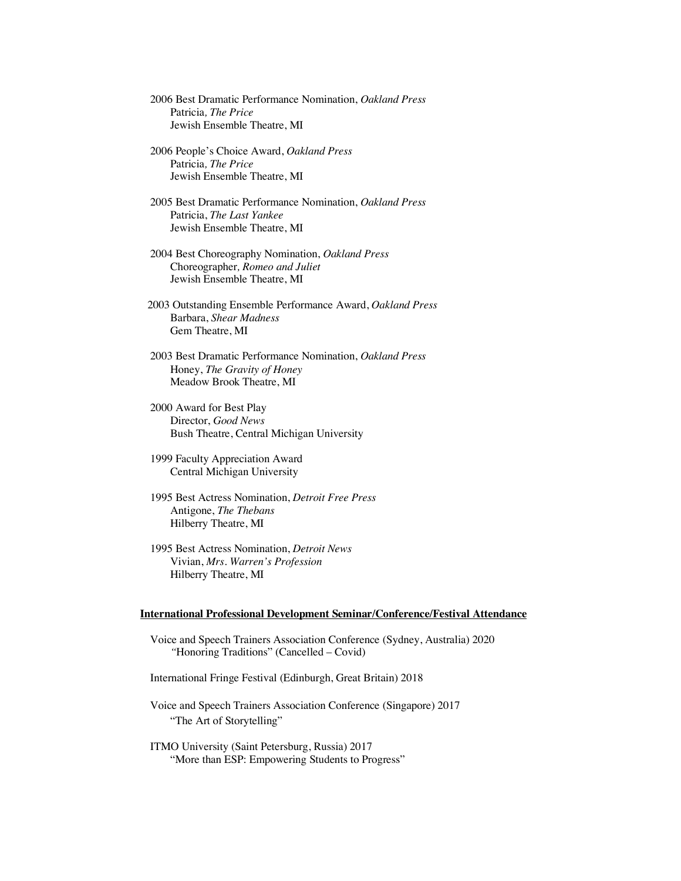2006 Best Dramatic Performance Nomination, *Oakland Press*
Patricia, *The Price*
Jewish Ensemble Theatre, MI

2006 People's Choice Award, *Oakland Press*
Patricia, *The Price*
Jewish Ensemble Theatre, MI

2005 Best Dramatic Performance Nomination, *Oakland Press*
Patricia, *The Last Yankee*
Jewish Ensemble Theatre, MI

2004 Best Choreography Nomination, *Oakland Press*
Choreographer, *Romeo and Juliet*
Jewish Ensemble Theatre, MI

2003 Outstanding Ensemble Performance Award, *Oakland Press*
Barbara, *Shear Madness*
Gem Theatre, MI

2003 Best Dramatic Performance Nomination, *Oakland Press*
Honey, *The Gravity of Honey*
Meadow Brook Theatre, MI

2000 Award for Best Play
Director, *Good News*
Bush Theatre, Central Michigan University

1999 Faculty Appreciation Award
Central Michigan University

1995 Best Actress Nomination, *Detroit Free Press*
Antigone, *The Thebans*
Hilberry Theatre, MI

1995 Best Actress Nomination, *Detroit News*
Vivian, *Mrs. Warren's Profession*
Hilberry Theatre, MI

**International Professional Development Seminar/Conference/Festival Attendance**

Voice and Speech Trainers Association Conference (Sydney, Australia) 2020
"Honoring Traditions" (Cancelled – Covid)

International Fringe Festival (Edinburgh, Great Britain) 2018

Voice and Speech Trainers Association Conference (Singapore) 2017
"The Art of Storytelling"

ITMO University (Saint Petersburg, Russia) 2017
"More than ESP: Empowering Students to Progress"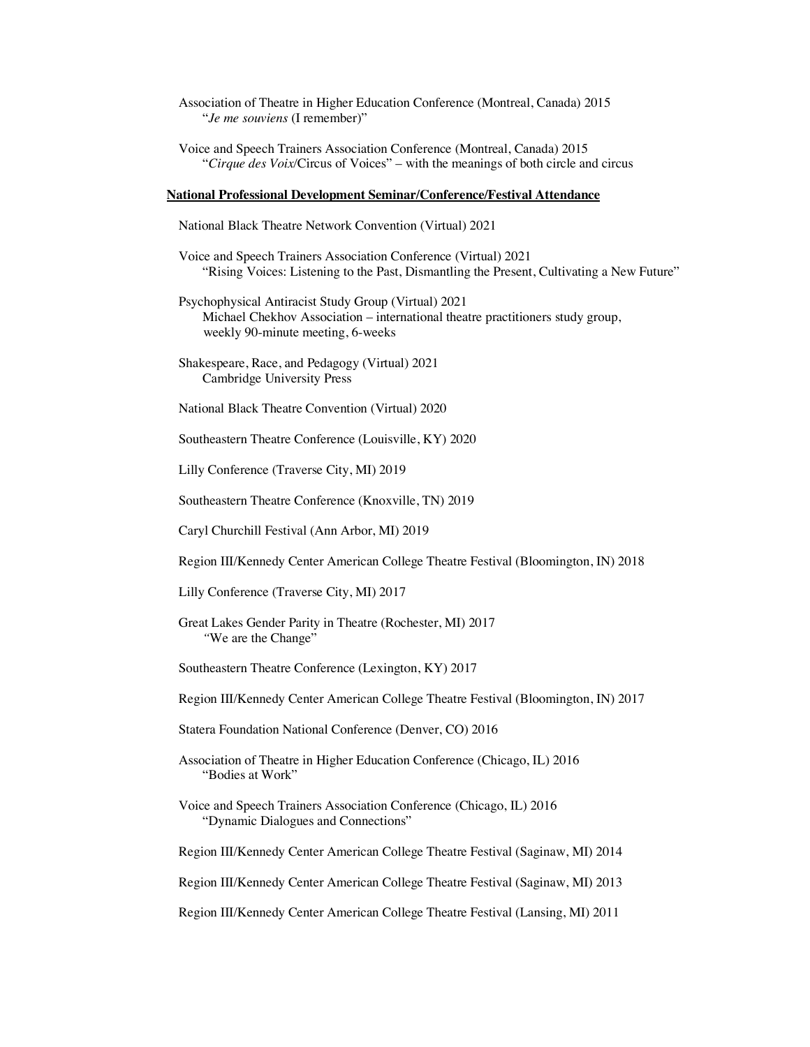Association of Theatre in Higher Education Conference (Montreal, Canada) 2015
"*Je me souviens* (I remember)"

Voice and Speech Trainers Association Conference (Montreal, Canada) 2015
"*Cirque des Voix*/Circus of Voices" – with the meanings of both circle and circus

**National Professional Development Seminar/Conference/Festival Attendance**

National Black Theatre Network Convention (Virtual) 2021

Voice and Speech Trainers Association Conference (Virtual) 2021
"Rising Voices: Listening to the Past, Dismantling the Present, Cultivating a New Future"

Psychophysical Antiracist Study Group (Virtual) 2021
Michael Chekhov Association – international theatre practitioners study group, weekly 90-minute meeting, 6-weeks

Shakespeare, Race, and Pedagogy (Virtual) 2021
Cambridge University Press

National Black Theatre Convention (Virtual) 2020

Southeastern Theatre Conference (Louisville, KY) 2020

Lilly Conference (Traverse City, MI) 2019

Southeastern Theatre Conference (Knoxville, TN) 2019

Caryl Churchill Festival (Ann Arbor, MI) 2019

Region III/Kennedy Center American College Theatre Festival (Bloomington, IN) 2018

Lilly Conference (Traverse City, MI) 2017

Great Lakes Gender Parity in Theatre (Rochester, MI) 2017
"We are the Change"

Southeastern Theatre Conference (Lexington, KY) 2017

Region III/Kennedy Center American College Theatre Festival (Bloomington, IN) 2017

Statera Foundation National Conference (Denver, CO) 2016

Association of Theatre in Higher Education Conference (Chicago, IL) 2016
"Bodies at Work"

Voice and Speech Trainers Association Conference (Chicago, IL) 2016
"Dynamic Dialogues and Connections"

Region III/Kennedy Center American College Theatre Festival (Saginaw, MI) 2014

Region III/Kennedy Center American College Theatre Festival (Saginaw, MI) 2013

Region III/Kennedy Center American College Theatre Festival (Lansing, MI) 2011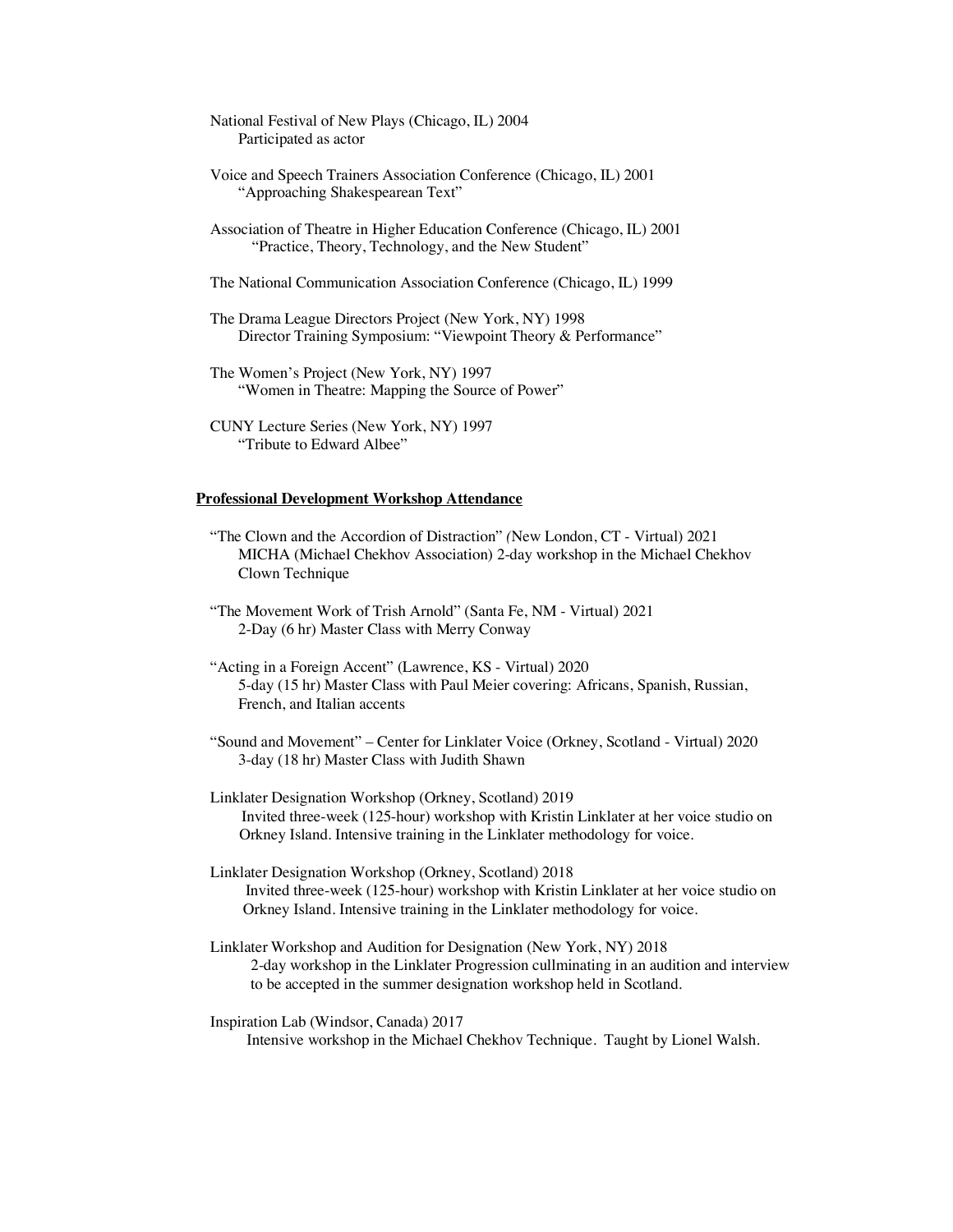National Festival of New Plays (Chicago, IL) 2004
Participated as actor

Voice and Speech Trainers Association Conference (Chicago, IL) 2001
"Approaching Shakespearean Text"

Association of Theatre in Higher Education Conference (Chicago, IL) 2001
"Practice, Theory, Technology, and the New Student"

The National Communication Association Conference (Chicago, IL) 1999

The Drama League Directors Project (New York, NY) 1998
Director Training Symposium: "Viewpoint Theory & Performance"

The Women's Project (New York, NY) 1997
"Women in Theatre: Mapping the Source of Power"

CUNY Lecture Series (New York, NY) 1997
"Tribute to Edward Albee"

**Professional Development Workshop Attendance**

"The Clown and the Accordion of Distraction" (New London, CT - Virtual) 2021
MICHA (Michael Chekhov Association) 2-day workshop in the Michael Chekhov Clown Technique

"The Movement Work of Trish Arnold" (Santa Fe, NM - Virtual) 2021
2-Day (6 hr) Master Class with Merry Conway

"Acting in a Foreign Accent" (Lawrence, KS - Virtual) 2020
5-day (15 hr) Master Class with Paul Meier covering: Africans, Spanish, Russian, French, and Italian accents

"Sound and Movement" – Center for Linklater Voice (Orkney, Scotland - Virtual) 2020
3-day (18 hr) Master Class with Judith Shawn

Linklater Designation Workshop (Orkney, Scotland) 2019
Invited three-week (125-hour) workshop with Kristin Linklater at her voice studio on Orkney Island. Intensive training in the Linklater methodology for voice.

Linklater Designation Workshop (Orkney, Scotland) 2018
Invited three-week (125-hour) workshop with Kristin Linklater at her voice studio on Orkney Island. Intensive training in the Linklater methodology for voice.

Linklater Workshop and Audition for Designation (New York, NY) 2018
2-day workshop in the Linklater Progression cullminating in an audition and interview to be accepted in the summer designation workshop held in Scotland.

Inspiration Lab (Windsor, Canada) 2017
Intensive workshop in the Michael Chekhov Technique. Taught by Lionel Walsh.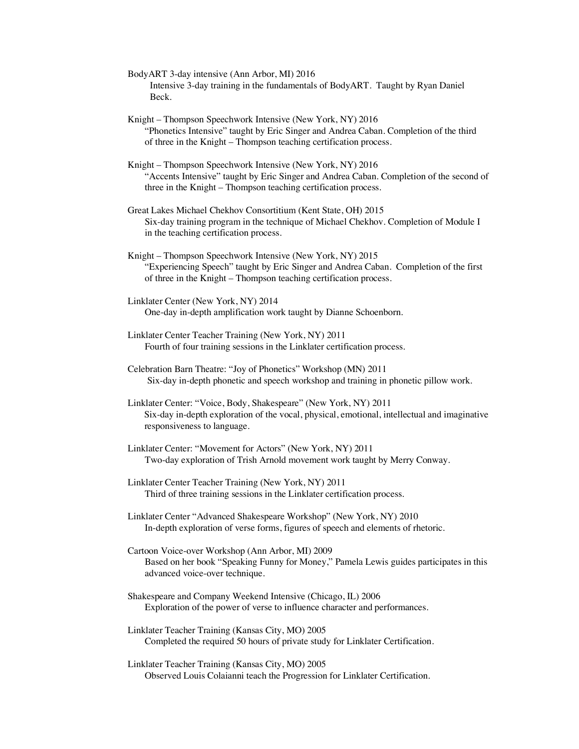BodyART 3-day intensive (Ann Arbor, MI) 2016
Intensive 3-day training in the fundamentals of BodyART. Taught by Ryan Daniel Beck.

Knight – Thompson Speechwork Intensive (New York, NY) 2016
"Phonetics Intensive" taught by Eric Singer and Andrea Caban. Completion of the third of three in the Knight – Thompson teaching certification process.

Knight – Thompson Speechwork Intensive (New York, NY) 2016
"Accents Intensive" taught by Eric Singer and Andrea Caban. Completion of the second of three in the Knight – Thompson teaching certification process.

Great Lakes Michael Chekhov Consortitium (Kent State, OH) 2015
Six-day training program in the technique of Michael Chekhov. Completion of Module I in the teaching certification process.

Knight – Thompson Speechwork Intensive (New York, NY) 2015
"Experiencing Speech" taught by Eric Singer and Andrea Caban. Completion of the first of three in the Knight – Thompson teaching certification process.

Linklater Center (New York, NY) 2014
One-day in-depth amplification work taught by Dianne Schoenborn.

Linklater Center Teacher Training (New York, NY) 2011
Fourth of four training sessions in the Linklater certification process.

Celebration Barn Theatre: "Joy of Phonetics" Workshop (MN) 2011
Six-day in-depth phonetic and speech workshop and training in phonetic pillow work.

Linklater Center: "Voice, Body, Shakespeare" (New York, NY) 2011
Six-day in-depth exploration of the vocal, physical, emotional, intellectual and imaginative responsiveness to language.

Linklater Center: "Movement for Actors" (New York, NY) 2011
Two-day exploration of Trish Arnold movement work taught by Merry Conway.

Linklater Center Teacher Training (New York, NY) 2011
Third of three training sessions in the Linklater certification process.

Linklater Center "Advanced Shakespeare Workshop" (New York, NY) 2010
In-depth exploration of verse forms, figures of speech and elements of rhetoric.

Cartoon Voice-over Workshop (Ann Arbor, MI) 2009
Based on her book "Speaking Funny for Money," Pamela Lewis guides participates in this advanced voice-over technique.

Shakespeare and Company Weekend Intensive (Chicago, IL) 2006
Exploration of the power of verse to influence character and performances.

Linklater Teacher Training (Kansas City, MO) 2005
Completed the required 50 hours of private study for Linklater Certification.

Linklater Teacher Training (Kansas City, MO) 2005
Observed Louis Colaianni teach the Progression for Linklater Certification.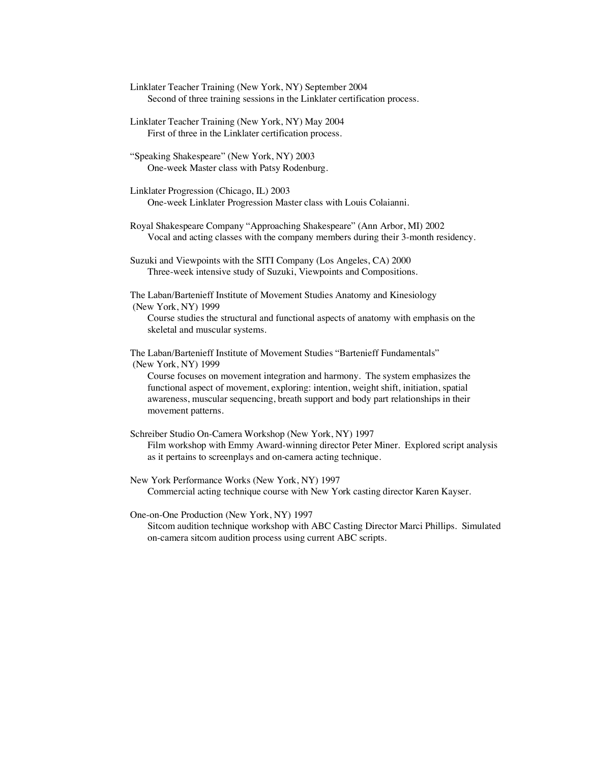Linklater Teacher Training (New York, NY) September 2004

Second of three training sessions in the Linklater certification process.

Linklater Teacher Training (New York, NY) May 2004

First of three in the Linklater certification process.

"Speaking Shakespeare" (New York, NY) 2003

One-week Master class with Patsy Rodenburg.

Linklater Progression (Chicago, IL) 2003

One-week Linklater Progression Master class with Louis Colaianni.

Royal Shakespeare Company "Approaching Shakespeare" (Ann Arbor, MI) 2002

Vocal and acting classes with the company members during their 3-month residency.

Suzuki and Viewpoints with the SITI Company (Los Angeles, CA) 2000

Three-week intensive study of Suzuki, Viewpoints and Compositions.

The Laban/Bartenieff Institute of Movement Studies Anatomy and Kinesiology (New York, NY) 1999

Course studies the structural and functional aspects of anatomy with emphasis on the skeletal and muscular systems.

The Laban/Bartenieff Institute of Movement Studies "Bartenieff Fundamentals" (New York, NY) 1999

Course focuses on movement integration and harmony. The system emphasizes the functional aspect of movement, exploring: intention, weight shift, initiation, spatial awareness, muscular sequencing, breath support and body part relationships in their movement patterns.

Schreiber Studio On-Camera Workshop (New York, NY) 1997

Film workshop with Emmy Award-winning director Peter Miner. Explored script analysis as it pertains to screenplays and on-camera acting technique.

New York Performance Works (New York, NY) 1997

Commercial acting technique course with New York casting director Karen Kayser.

One-on-One Production (New York, NY) 1997

Sitcom audition technique workshop with ABC Casting Director Marci Phillips. Simulated on-camera sitcom audition process using current ABC scripts.